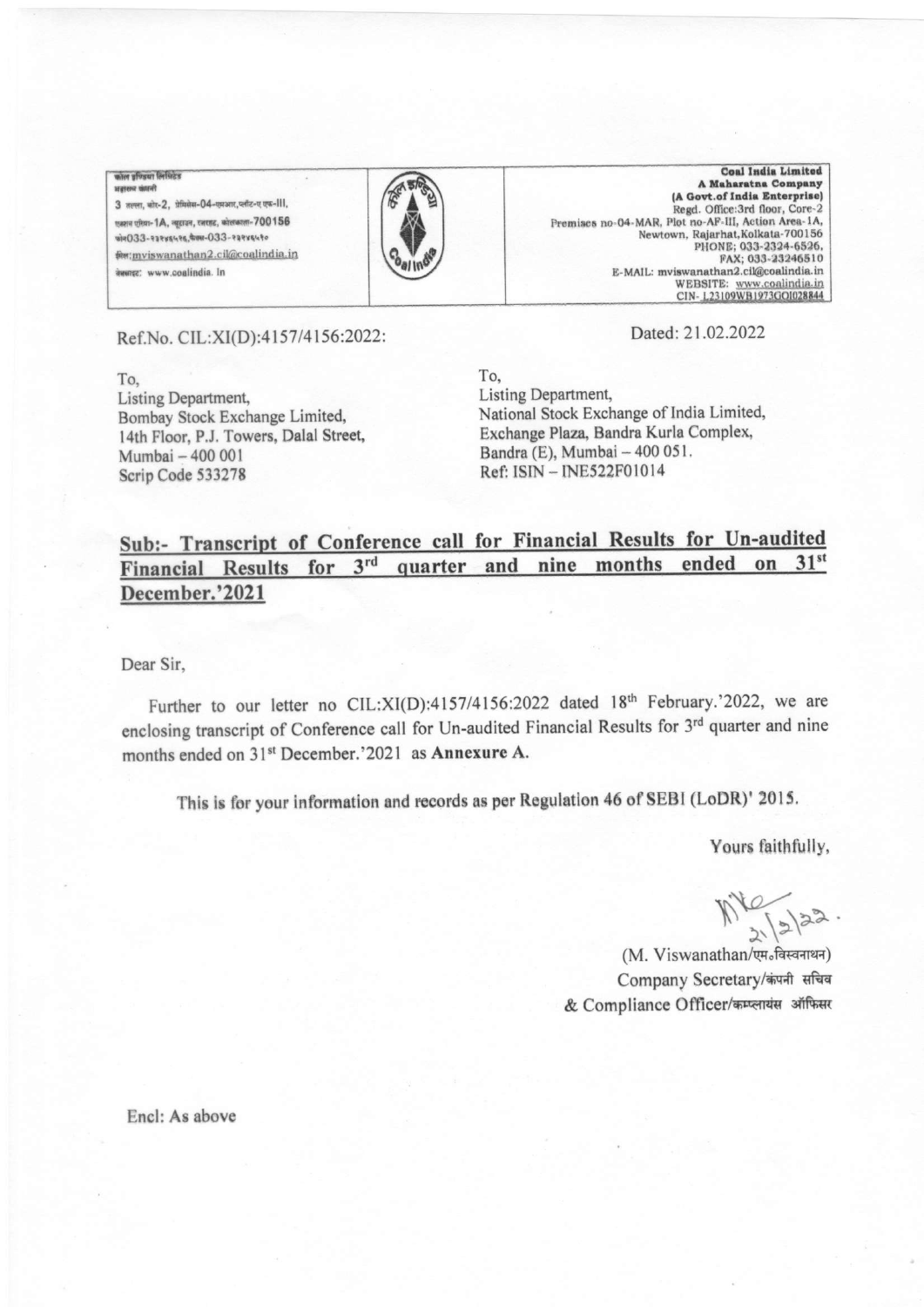कोल इण्डिया लिमिटेड
महारत्न कंपनी
3 तल्ला, कोर-2, प्रेमिसेस-04-एमआर,प्लॉट-ए एफ-III,
एक्शन एरिया-1A, न्यूटाउन, रजरहट, कोलकाता-700156
फोन033-२३२४६५२६,फैक्स-033-२३२४६५१०
मेल:mviswanathan2.cil@coalindia.in
वेबसाइट: www.coalindia.in

**Coal India Limited**
**A Maharatna Company**
**(A Govt.of India Enterprise)**
Regd. Office:3rd floor, Core-2
Premises no-04-MAR, Plot no-AF-III, Action Area-1A,
Newtown, Rajarhat,Kolkata-700156
PHONE; 033-2324-6526,
FAX; 033-23246510
E-MAIL: mviswanathan2.cil@coalindia.in
WEBSITE: www.coalindia.in
CIN- L23109WB1973GOI028844

Ref.No. CIL:XI(D):4157/4156:2022:

Dated: 21.02.2022

To,
Listing Department,
Bombay Stock Exchange Limited,
14th Floor, P.J. Towers, Dalal Street,
Mumbai – 400 001
Scrip Code 533278

To,
Listing Department,
National Stock Exchange of India Limited,
Exchange Plaza, Bandra Kurla Complex,
Bandra (E), Mumbai – 400 051.
Ref: ISIN – INE522F01014

**Sub:- Transcript of Conference call for Financial Results for Un-audited Financial Results for 3rd quarter and nine months ended on 31st December.'2021**

Dear Sir,

Further to our letter no CIL:XI(D):4157/4156:2022 dated 18th February.'2022, we are enclosing transcript of Conference call for Un-audited Financial Results for 3rd quarter and nine months ended on 31st December.'2021 as **Annexure A**.

This is for your information and records as per Regulation 46 of SEBI (LoDR)' 2015.

Yours faithfully,

21/2/22.

(M. Viswanathan/एम०विस्वनाथन)
Company Secretary/कंपनी सचिव
& Compliance Officer/कम्प्लायंस ऑफिसर

Encl: As above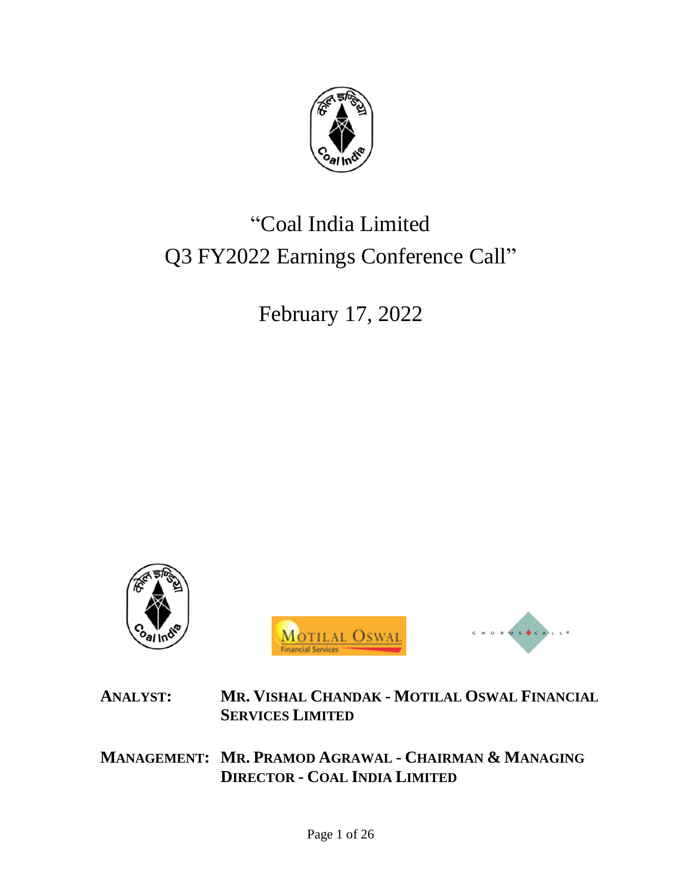# "Coal India Limited Q3 FY2022 Earnings Conference Call"

February 17, 2022

**ANALYST:** **MR. VISHAL CHANDAK - MOTILAL OSWAL FINANCIAL SERVICES LIMITED**

**MANAGEMENT:** **MR. PRAMOD AGRAWAL - CHAIRMAN & MANAGING DIRECTOR - COAL INDIA LIMITED**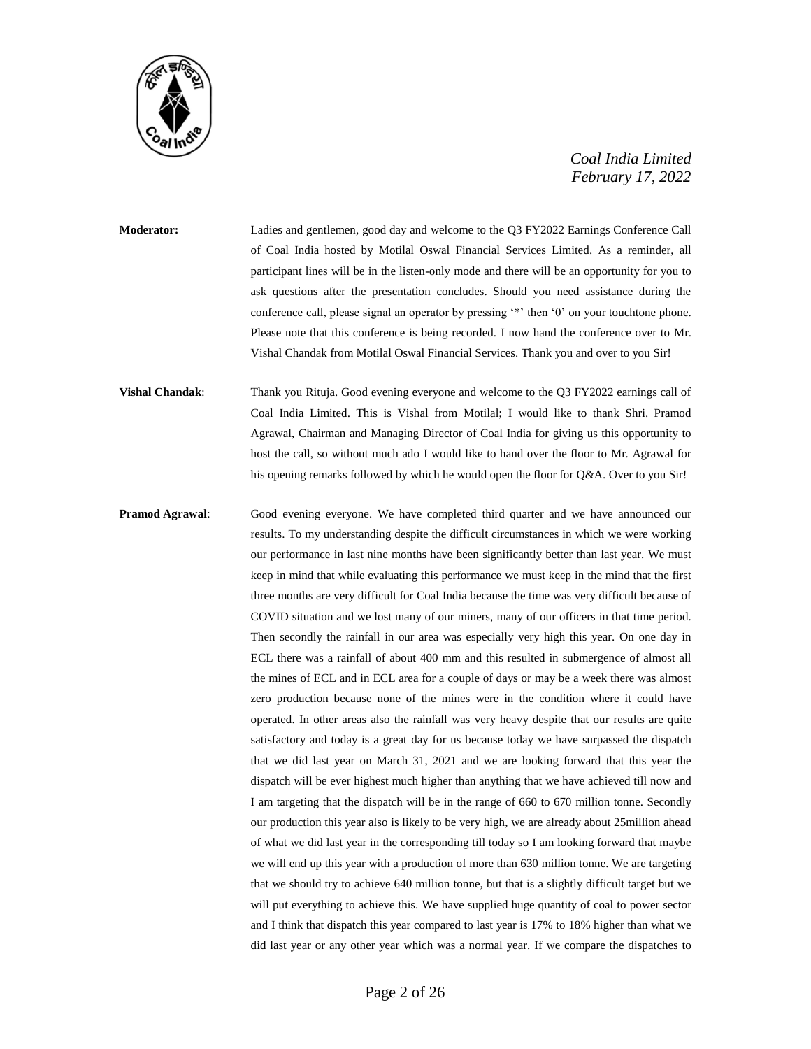**Moderator:** Ladies and gentlemen, good day and welcome to the Q3 FY2022 Earnings Conference Call of Coal India hosted by Motilal Oswal Financial Services Limited. As a reminder, all participant lines will be in the listen-only mode and there will be an opportunity for you to ask questions after the presentation concludes. Should you need assistance during the conference call, please signal an operator by pressing '*' then '0' on your touchtone phone. Please note that this conference is being recorded. I now hand the conference over to Mr. Vishal Chandak from Motilal Oswal Financial Services. Thank you and over to you Sir!

**Vishal Chandak**: Thank you Rituja. Good evening everyone and welcome to the Q3 FY2022 earnings call of Coal India Limited. This is Vishal from Motilal; I would like to thank Shri. Pramod Agrawal, Chairman and Managing Director of Coal India for giving us this opportunity to host the call, so without much ado I would like to hand over the floor to Mr. Agrawal for his opening remarks followed by which he would open the floor for Q&A. Over to you Sir!

**Pramod Agrawal**: Good evening everyone. We have completed third quarter and we have announced our results. To my understanding despite the difficult circumstances in which we were working our performance in last nine months have been significantly better than last year. We must keep in mind that while evaluating this performance we must keep in the mind that the first three months are very difficult for Coal India because the time was very difficult because of COVID situation and we lost many of our miners, many of our officers in that time period. Then secondly the rainfall in our area was especially very high this year. On one day in ECL there was a rainfall of about 400 mm and this resulted in submergence of almost all the mines of ECL and in ECL area for a couple of days or may be a week there was almost zero production because none of the mines were in the condition where it could have operated. In other areas also the rainfall was very heavy despite that our results are quite satisfactory and today is a great day for us because today we have surpassed the dispatch that we did last year on March 31, 2021 and we are looking forward that this year the dispatch will be ever highest much higher than anything that we have achieved till now and I am targeting that the dispatch will be in the range of 660 to 670 million tonne. Secondly our production this year also is likely to be very high, we are already about 25million ahead of what we did last year in the corresponding till today so I am looking forward that maybe we will end up this year with a production of more than 630 million tonne. We are targeting that we should try to achieve 640 million tonne, but that is a slightly difficult target but we will put everything to achieve this. We have supplied huge quantity of coal to power sector and I think that dispatch this year compared to last year is 17% to 18% higher than what we did last year or any other year which was a normal year. If we compare the dispatches to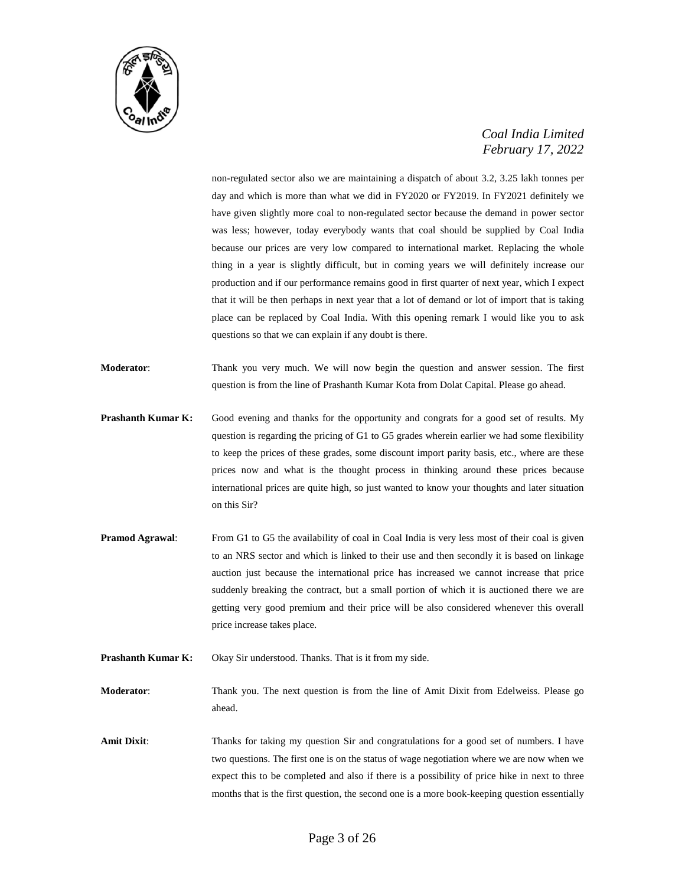non-regulated sector also we are maintaining a dispatch of about 3.2, 3.25 lakh tonnes per day and which is more than what we did in FY2020 or FY2019. In FY2021 definitely we have given slightly more coal to non-regulated sector because the demand in power sector was less; however, today everybody wants that coal should be supplied by Coal India because our prices are very low compared to international market. Replacing the whole thing in a year is slightly difficult, but in coming years we will definitely increase our production and if our performance remains good in first quarter of next year, which I expect that it will be then perhaps in next year that a lot of demand or lot of import that is taking place can be replaced by Coal India. With this opening remark I would like you to ask questions so that we can explain if any doubt is there.

**Moderator**: Thank you very much. We will now begin the question and answer session. The first question is from the line of Prashanth Kumar Kota from Dolat Capital. Please go ahead.

**Prashanth Kumar K:** Good evening and thanks for the opportunity and congrats for a good set of results. My question is regarding the pricing of G1 to G5 grades wherein earlier we had some flexibility to keep the prices of these grades, some discount import parity basis, etc., where are these prices now and what is the thought process in thinking around these prices because international prices are quite high, so just wanted to know your thoughts and later situation on this Sir?

**Pramod Agrawal**: From G1 to G5 the availability of coal in Coal India is very less most of their coal is given to an NRS sector and which is linked to their use and then secondly it is based on linkage auction just because the international price has increased we cannot increase that price suddenly breaking the contract, but a small portion of which it is auctioned there we are getting very good premium and their price will be also considered whenever this overall price increase takes place.

**Prashanth Kumar K:** Okay Sir understood. Thanks. That is it from my side.

**Moderator**: Thank you. The next question is from the line of Amit Dixit from Edelweiss. Please go ahead.

**Amit Dixit**: Thanks for taking my question Sir and congratulations for a good set of numbers. I have two questions. The first one is on the status of wage negotiation where we are now when we expect this to be completed and also if there is a possibility of price hike in next to three months that is the first question, the second one is a more book-keeping question essentially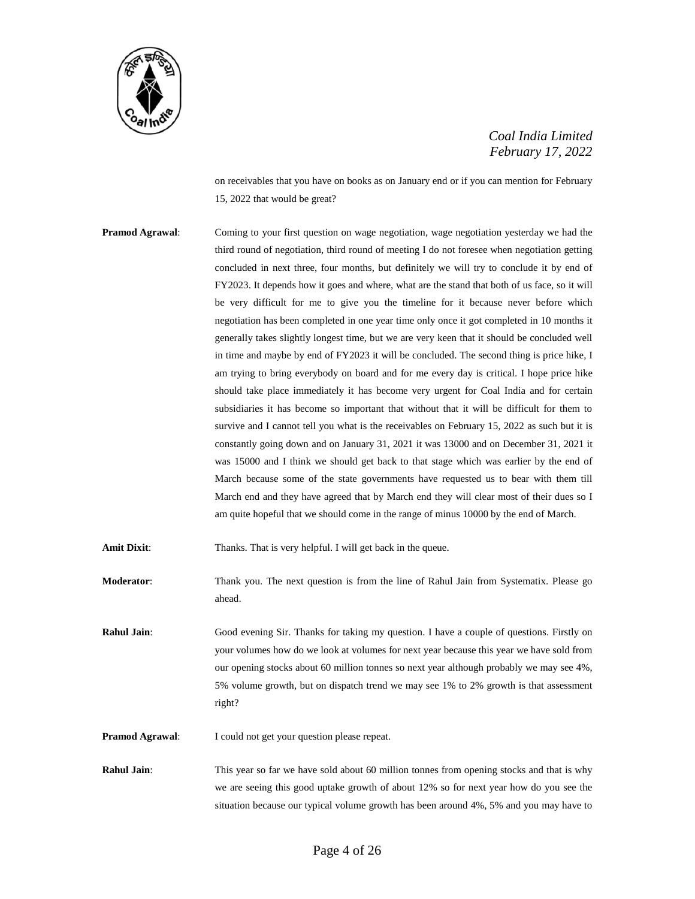on receivables that you have on books as on January end or if you can mention for February 15, 2022 that would be great?

**Pramod Agrawal**: Coming to your first question on wage negotiation, wage negotiation yesterday we had the third round of negotiation, third round of meeting I do not foresee when negotiation getting concluded in next three, four months, but definitely we will try to conclude it by end of FY2023. It depends how it goes and where, what are the stand that both of us face, so it will be very difficult for me to give you the timeline for it because never before which negotiation has been completed in one year time only once it got completed in 10 months it generally takes slightly longest time, but we are very keen that it should be concluded well in time and maybe by end of FY2023 it will be concluded. The second thing is price hike, I am trying to bring everybody on board and for me every day is critical. I hope price hike should take place immediately it has become very urgent for Coal India and for certain subsidiaries it has become so important that without that it will be difficult for them to survive and I cannot tell you what is the receivables on February 15, 2022 as such but it is constantly going down and on January 31, 2021 it was 13000 and on December 31, 2021 it was 15000 and I think we should get back to that stage which was earlier by the end of March because some of the state governments have requested us to bear with them till March end and they have agreed that by March end they will clear most of their dues so I am quite hopeful that we should come in the range of minus 10000 by the end of March.

**Amit Dixit**: Thanks. That is very helpful. I will get back in the queue.

**Moderator**: Thank you. The next question is from the line of Rahul Jain from Systematix. Please go ahead.

**Rahul Jain**: Good evening Sir. Thanks for taking my question. I have a couple of questions. Firstly on your volumes how do we look at volumes for next year because this year we have sold from our opening stocks about 60 million tonnes so next year although probably we may see 4%, 5% volume growth, but on dispatch trend we may see 1% to 2% growth is that assessment right?

**Pramod Agrawal**: I could not get your question please repeat.

**Rahul Jain**: This year so far we have sold about 60 million tonnes from opening stocks and that is why we are seeing this good uptake growth of about 12% so for next year how do you see the situation because our typical volume growth has been around 4%, 5% and you may have to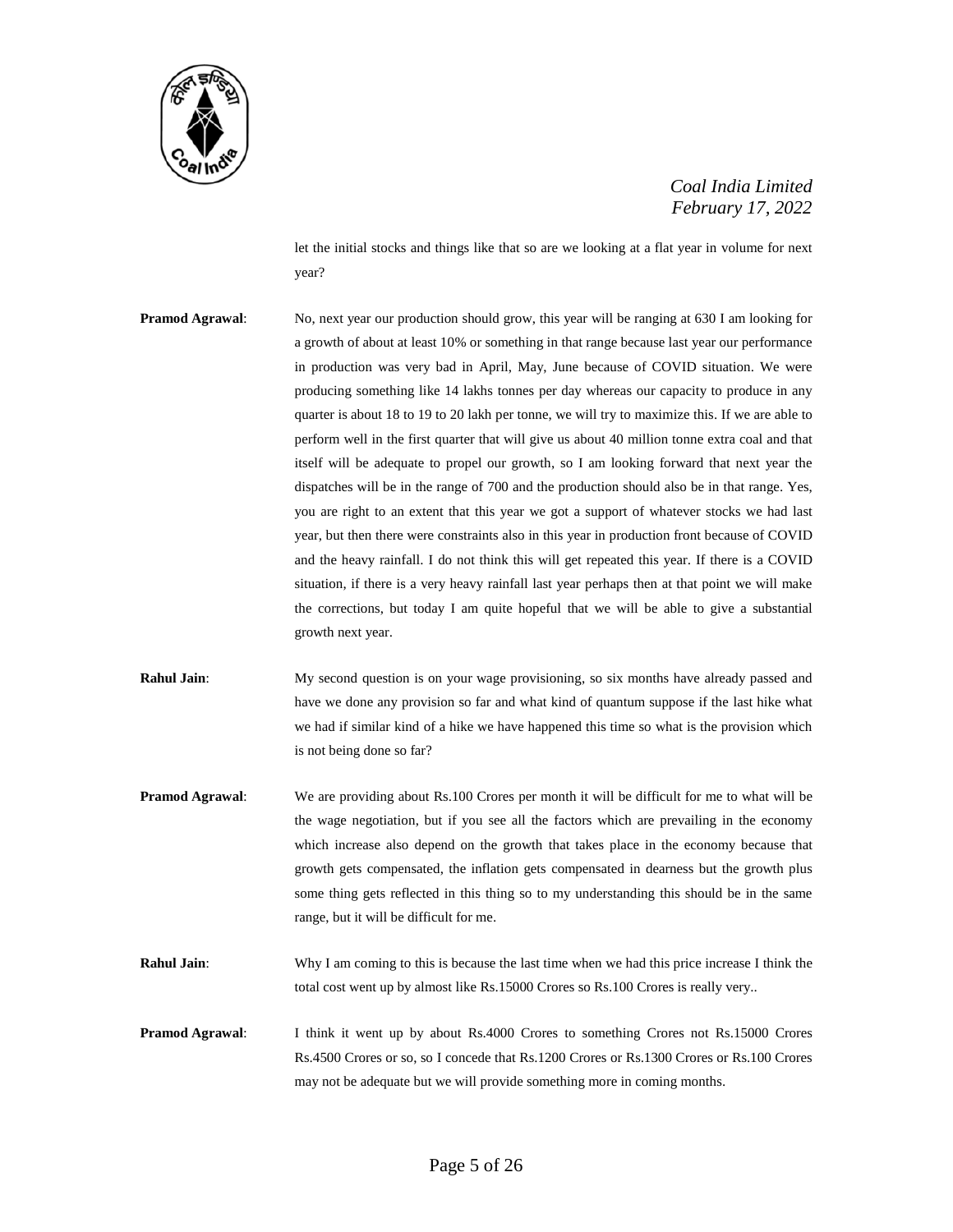let the initial stocks and things like that so are we looking at a flat year in volume for next year?

**Pramod Agrawal**: No, next year our production should grow, this year will be ranging at 630 I am looking for a growth of about at least 10% or something in that range because last year our performance in production was very bad in April, May, June because of COVID situation. We were producing something like 14 lakhs tonnes per day whereas our capacity to produce in any quarter is about 18 to 19 to 20 lakh per tonne, we will try to maximize this. If we are able to perform well in the first quarter that will give us about 40 million tonne extra coal and that itself will be adequate to propel our growth, so I am looking forward that next year the dispatches will be in the range of 700 and the production should also be in that range. Yes, you are right to an extent that this year we got a support of whatever stocks we had last year, but then there were constraints also in this year in production front because of COVID and the heavy rainfall. I do not think this will get repeated this year. If there is a COVID situation, if there is a very heavy rainfall last year perhaps then at that point we will make the corrections, but today I am quite hopeful that we will be able to give a substantial growth next year.

**Rahul Jain**: My second question is on your wage provisioning, so six months have already passed and have we done any provision so far and what kind of quantum suppose if the last hike what we had if similar kind of a hike we have happened this time so what is the provision which is not being done so far?

**Pramod Agrawal**: We are providing about Rs.100 Crores per month it will be difficult for me to what will be the wage negotiation, but if you see all the factors which are prevailing in the economy which increase also depend on the growth that takes place in the economy because that growth gets compensated, the inflation gets compensated in dearness but the growth plus some thing gets reflected in this thing so to my understanding this should be in the same range, but it will be difficult for me.

**Rahul Jain**: Why I am coming to this is because the last time when we had this price increase I think the total cost went up by almost like Rs.15000 Crores so Rs.100 Crores is really very..

**Pramod Agrawal**: I think it went up by about Rs.4000 Crores to something Crores not Rs.15000 Crores Rs.4500 Crores or so, so I concede that Rs.1200 Crores or Rs.1300 Crores or Rs.100 Crores may not be adequate but we will provide something more in coming months.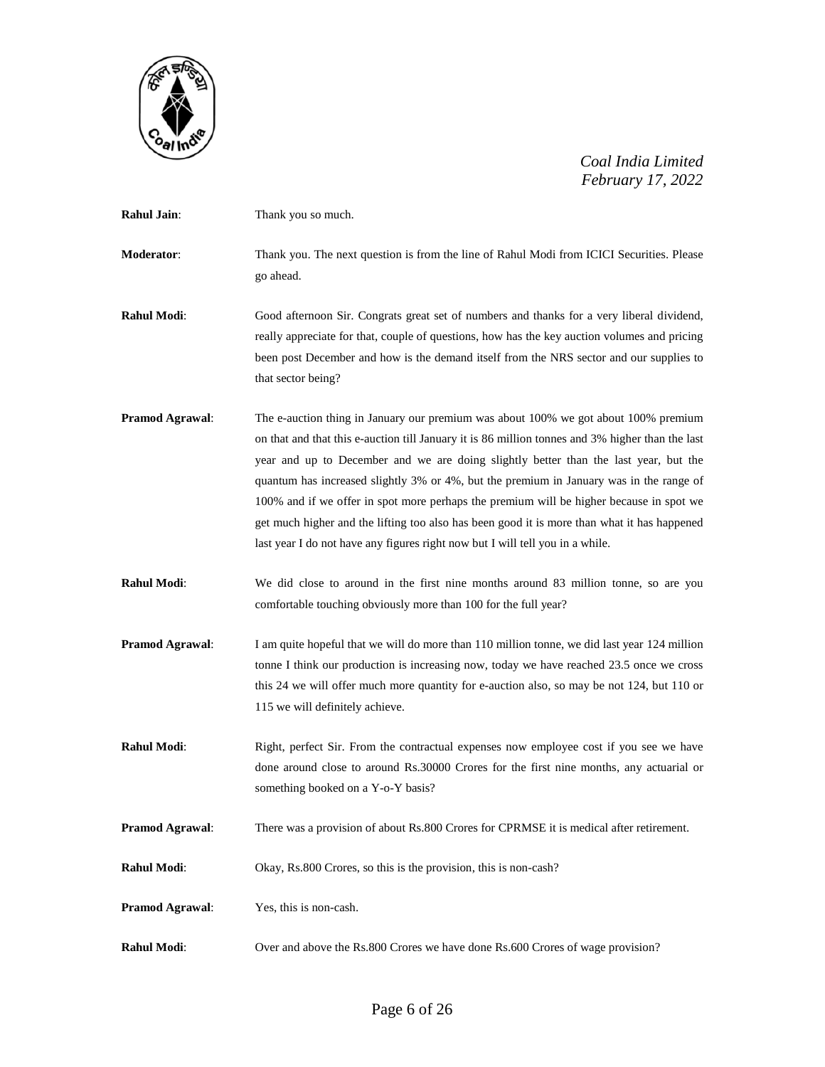**Rahul Jain**: Thank you so much.

**Moderator**: Thank you. The next question is from the line of Rahul Modi from ICICI Securities. Please go ahead.

**Rahul Modi**: Good afternoon Sir. Congrats great set of numbers and thanks for a very liberal dividend, really appreciate for that, couple of questions, how has the key auction volumes and pricing been post December and how is the demand itself from the NRS sector and our supplies to that sector being?

**Pramod Agrawal**: The e-auction thing in January our premium was about 100% we got about 100% premium on that and that this e-auction till January it is 86 million tonnes and 3% higher than the last year and up to December and we are doing slightly better than the last year, but the quantum has increased slightly 3% or 4%, but the premium in January was in the range of 100% and if we offer in spot more perhaps the premium will be higher because in spot we get much higher and the lifting too also has been good it is more than what it has happened last year I do not have any figures right now but I will tell you in a while.

**Rahul Modi**: We did close to around in the first nine months around 83 million tonne, so are you comfortable touching obviously more than 100 for the full year?

**Pramod Agrawal**: I am quite hopeful that we will do more than 110 million tonne, we did last year 124 million tonne I think our production is increasing now, today we have reached 23.5 once we cross this 24 we will offer much more quantity for e-auction also, so may be not 124, but 110 or 115 we will definitely achieve.

**Rahul Modi**: Right, perfect Sir. From the contractual expenses now employee cost if you see we have done around close to around Rs.30000 Crores for the first nine months, any actuarial or something booked on a Y-o-Y basis?

**Pramod Agrawal**: There was a provision of about Rs.800 Crores for CPRMSE it is medical after retirement.

**Rahul Modi**: Okay, Rs.800 Crores, so this is the provision, this is non-cash?

**Pramod Agrawal**: Yes, this is non-cash.

**Rahul Modi**: Over and above the Rs.800 Crores we have done Rs.600 Crores of wage provision?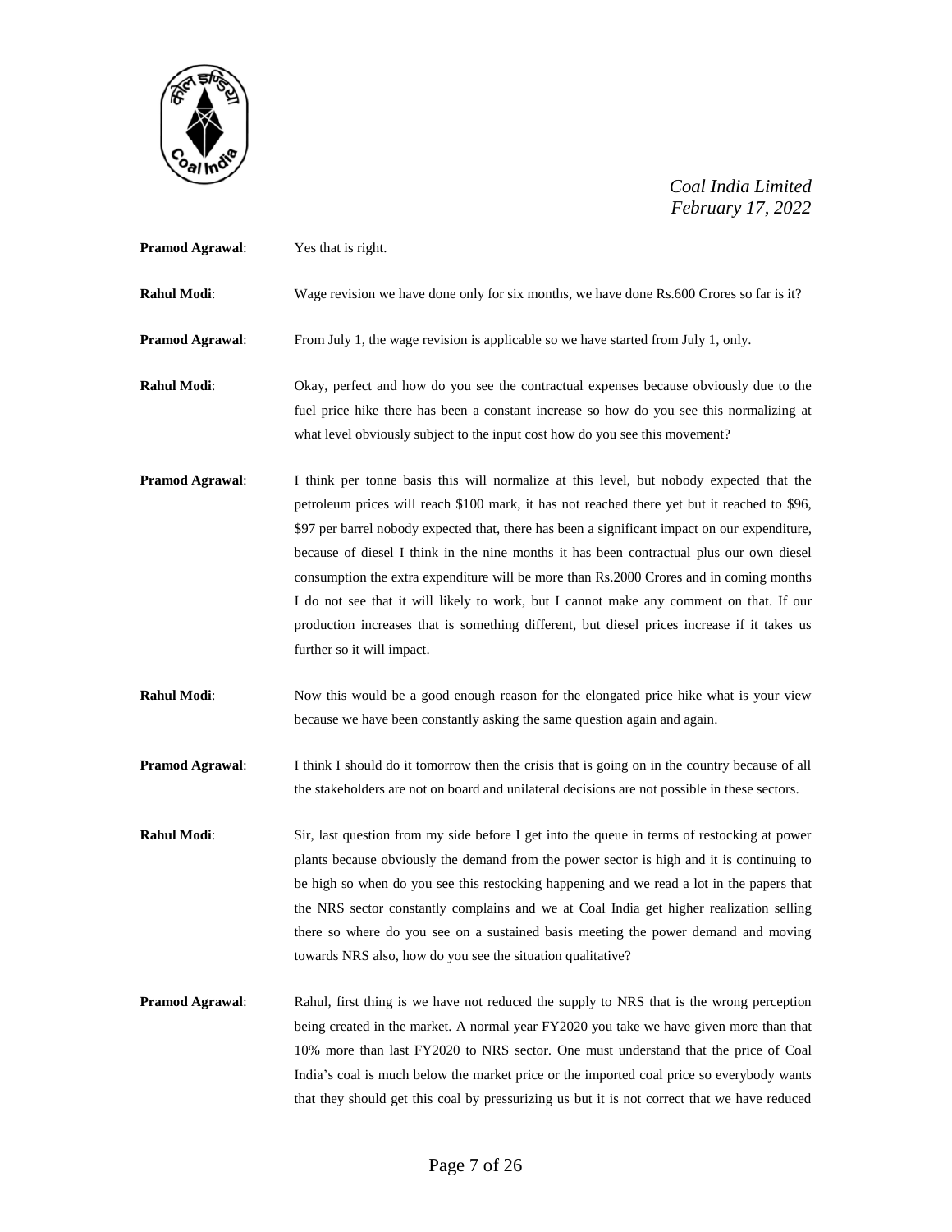**Pramod Agrawal**: Yes that is right.

**Rahul Modi**: Wage revision we have done only for six months, we have done Rs.600 Crores so far is it?

**Pramod Agrawal**: From July 1, the wage revision is applicable so we have started from July 1, only.

**Rahul Modi**: Okay, perfect and how do you see the contractual expenses because obviously due to the fuel price hike there has been a constant increase so how do you see this normalizing at what level obviously subject to the input cost how do you see this movement?

**Pramod Agrawal**: I think per tonne basis this will normalize at this level, but nobody expected that the petroleum prices will reach $100 mark, it has not reached there yet but it reached to $96, $97 per barrel nobody expected that, there has been a significant impact on our expenditure, because of diesel I think in the nine months it has been contractual plus our own diesel consumption the extra expenditure will be more than Rs.2000 Crores and in coming months I do not see that it will likely to work, but I cannot make any comment on that. If our production increases that is something different, but diesel prices increase if it takes us further so it will impact.

**Rahul Modi**: Now this would be a good enough reason for the elongated price hike what is your view because we have been constantly asking the same question again and again.

**Pramod Agrawal**: I think I should do it tomorrow then the crisis that is going on in the country because of all the stakeholders are not on board and unilateral decisions are not possible in these sectors.

**Rahul Modi**: Sir, last question from my side before I get into the queue in terms of restocking at power plants because obviously the demand from the power sector is high and it is continuing to be high so when do you see this restocking happening and we read a lot in the papers that the NRS sector constantly complains and we at Coal India get higher realization selling there so where do you see on a sustained basis meeting the power demand and moving towards NRS also, how do you see the situation qualitative?

**Pramod Agrawal**: Rahul, first thing is we have not reduced the supply to NRS that is the wrong perception being created in the market. A normal year FY2020 you take we have given more than that 10% more than last FY2020 to NRS sector. One must understand that the price of Coal India's coal is much below the market price or the imported coal price so everybody wants that they should get this coal by pressurizing us but it is not correct that we have reduced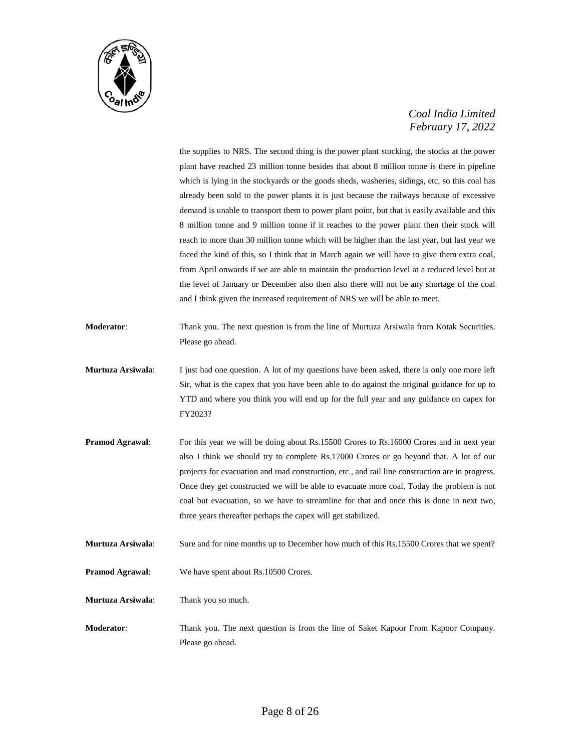the supplies to NRS. The second thing is the power plant stocking, the stocks at the power plant have reached 23 million tonne besides that about 8 million tonne is there in pipeline which is lying in the stockyards or the goods sheds, washeries, sidings, etc, so this coal has already been sold to the power plants it is just because the railways because of excessive demand is unable to transport them to power plant point, but that is easily available and this 8 million tonne and 9 million tonne if it reaches to the power plant then their stock will reach to more than 30 million tonne which will be higher than the last year, but last year we faced the kind of this, so I think that in March again we will have to give them extra coal, from April onwards if we are able to maintain the production level at a reduced level but at the level of January or December also then also there will not be any shortage of the coal and I think given the increased requirement of NRS we will be able to meet.

**Moderator**: Thank you. The next question is from the line of Murtuza Arsiwala from Kotak Securities. Please go ahead.

**Murtuza Arsiwala**: I just had one question. A lot of my questions have been asked, there is only one more left Sir, what is the capex that you have been able to do against the original guidance for up to YTD and where you think you will end up for the full year and any guidance on capex for FY2023?

**Pramod Agrawal**: For this year we will be doing about Rs.15500 Crores to Rs.16000 Crores and in next year also I think we should try to complete Rs.17000 Crores or go beyond that. A lot of our projects for evacuation and road construction, etc., and rail line construction are in progress. Once they get constructed we will be able to evacuate more coal. Today the problem is not coal but evacuation, so we have to streamline for that and once this is done in next two, three years thereafter perhaps the capex will get stabilized.

**Murtuza Arsiwala**: Sure and for nine months up to December how much of this Rs.15500 Crores that we spent?

**Pramod Agrawal**: We have spent about Rs.10500 Crores.

**Murtuza Arsiwala**: Thank you so much.

**Moderator**: Thank you. The next question is from the line of Saket Kapoor From Kapoor Company. Please go ahead.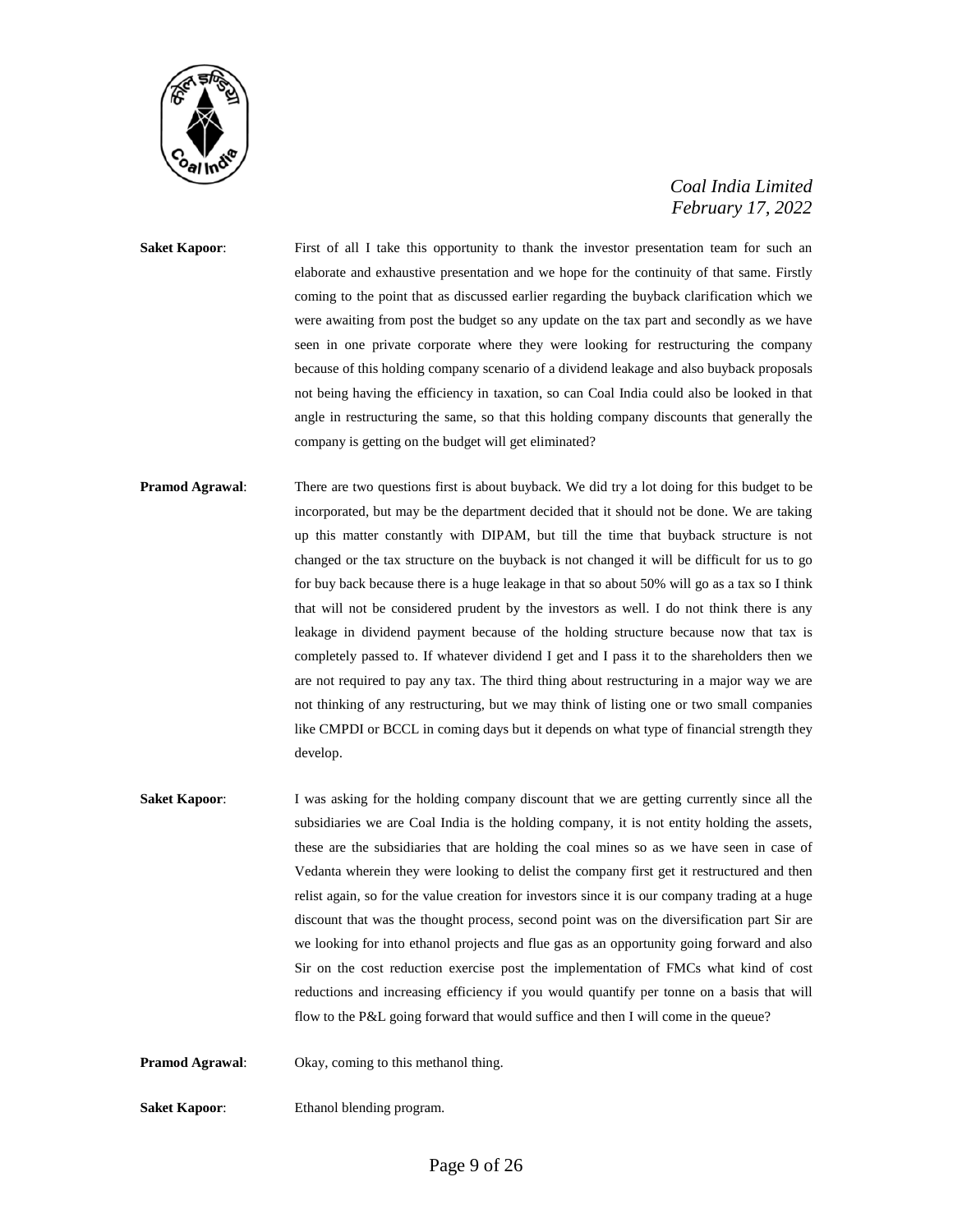**Saket Kapoor**: First of all I take this opportunity to thank the investor presentation team for such an elaborate and exhaustive presentation and we hope for the continuity of that same. Firstly coming to the point that as discussed earlier regarding the buyback clarification which we were awaiting from post the budget so any update on the tax part and secondly as we have seen in one private corporate where they were looking for restructuring the company because of this holding company scenario of a dividend leakage and also buyback proposals not being having the efficiency in taxation, so can Coal India could also be looked in that angle in restructuring the same, so that this holding company discounts that generally the company is getting on the budget will get eliminated?

**Pramod Agrawal**: There are two questions first is about buyback. We did try a lot doing for this budget to be incorporated, but may be the department decided that it should not be done. We are taking up this matter constantly with DIPAM, but till the time that buyback structure is not changed or the tax structure on the buyback is not changed it will be difficult for us to go for buy back because there is a huge leakage in that so about 50% will go as a tax so I think that will not be considered prudent by the investors as well. I do not think there is any leakage in dividend payment because of the holding structure because now that tax is completely passed to. If whatever dividend I get and I pass it to the shareholders then we are not required to pay any tax. The third thing about restructuring in a major way we are not thinking of any restructuring, but we may think of listing one or two small companies like CMPDI or BCCL in coming days but it depends on what type of financial strength they develop.

**Saket Kapoor**: I was asking for the holding company discount that we are getting currently since all the subsidiaries we are Coal India is the holding company, it is not entity holding the assets, these are the subsidiaries that are holding the coal mines so as we have seen in case of Vedanta wherein they were looking to delist the company first get it restructured and then relist again, so for the value creation for investors since it is our company trading at a huge discount that was the thought process, second point was on the diversification part Sir are we looking for into ethanol projects and flue gas as an opportunity going forward and also Sir on the cost reduction exercise post the implementation of FMCs what kind of cost reductions and increasing efficiency if you would quantify per tonne on a basis that will flow to the P&L going forward that would suffice and then I will come in the queue?

**Pramod Agrawal**: Okay, coming to this methanol thing.

**Saket Kapoor**: Ethanol blending program.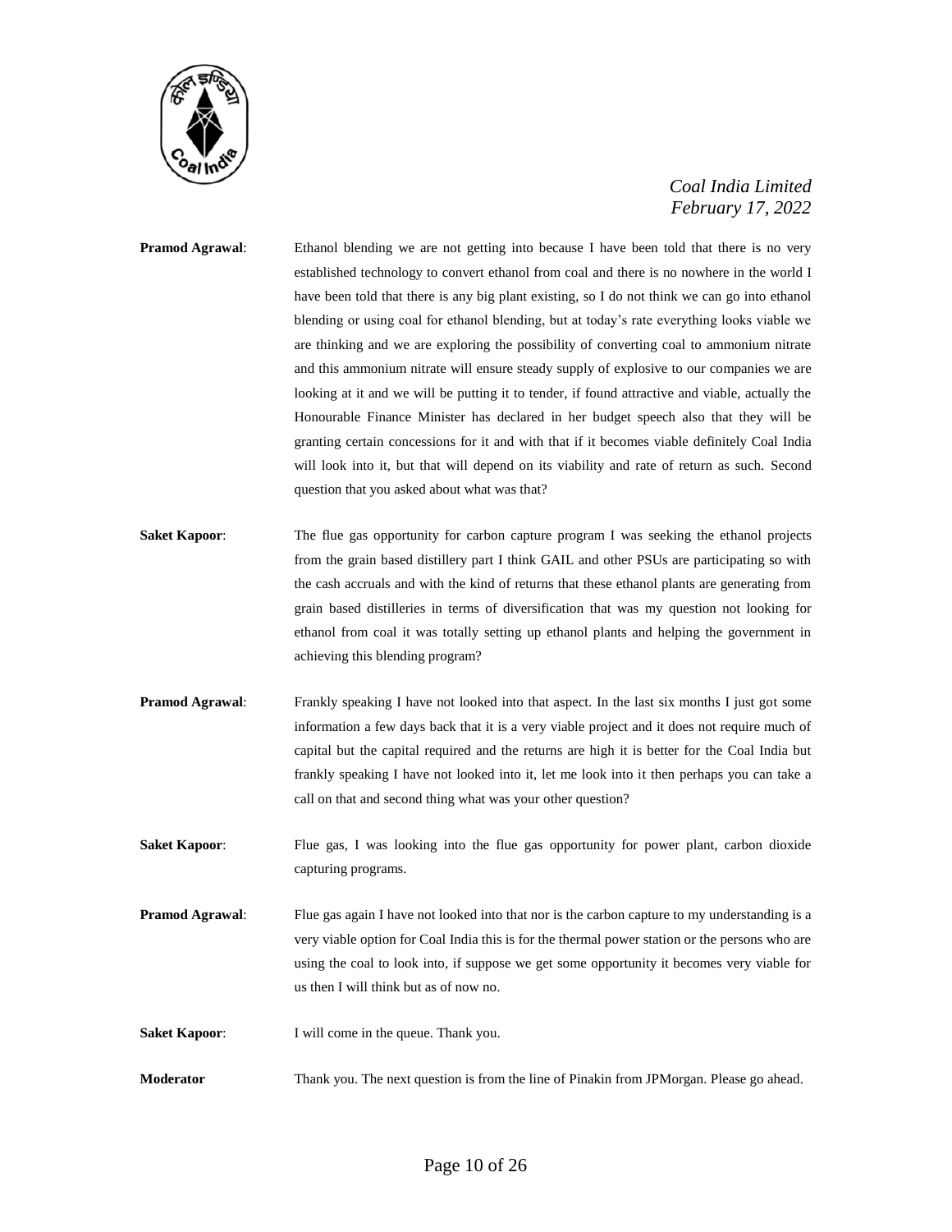**Pramod Agrawal**: Ethanol blending we are not getting into because I have been told that there is no very established technology to convert ethanol from coal and there is no nowhere in the world I have been told that there is any big plant existing, so I do not think we can go into ethanol blending or using coal for ethanol blending, but at today's rate everything looks viable we are thinking and we are exploring the possibility of converting coal to ammonium nitrate and this ammonium nitrate will ensure steady supply of explosive to our companies we are looking at it and we will be putting it to tender, if found attractive and viable, actually the Honourable Finance Minister has declared in her budget speech also that they will be granting certain concessions for it and with that if it becomes viable definitely Coal India will look into it, but that will depend on its viability and rate of return as such. Second question that you asked about what was that?

**Saket Kapoor**: The flue gas opportunity for carbon capture program I was seeking the ethanol projects from the grain based distillery part I think GAIL and other PSUs are participating so with the cash accruals and with the kind of returns that these ethanol plants are generating from grain based distilleries in terms of diversification that was my question not looking for ethanol from coal it was totally setting up ethanol plants and helping the government in achieving this blending program?

**Pramod Agrawal**: Frankly speaking I have not looked into that aspect. In the last six months I just got some information a few days back that it is a very viable project and it does not require much of capital but the capital required and the returns are high it is better for the Coal India but frankly speaking I have not looked into it, let me look into it then perhaps you can take a call on that and second thing what was your other question?

**Saket Kapoor**: Flue gas, I was looking into the flue gas opportunity for power plant, carbon dioxide capturing programs.

**Pramod Agrawal**: Flue gas again I have not looked into that nor is the carbon capture to my understanding is a very viable option for Coal India this is for the thermal power station or the persons who are using the coal to look into, if suppose we get some opportunity it becomes very viable for us then I will think but as of now no.

**Saket Kapoor**: I will come in the queue. Thank you.

**Moderator** Thank you. The next question is from the line of Pinakin from JPMorgan. Please go ahead.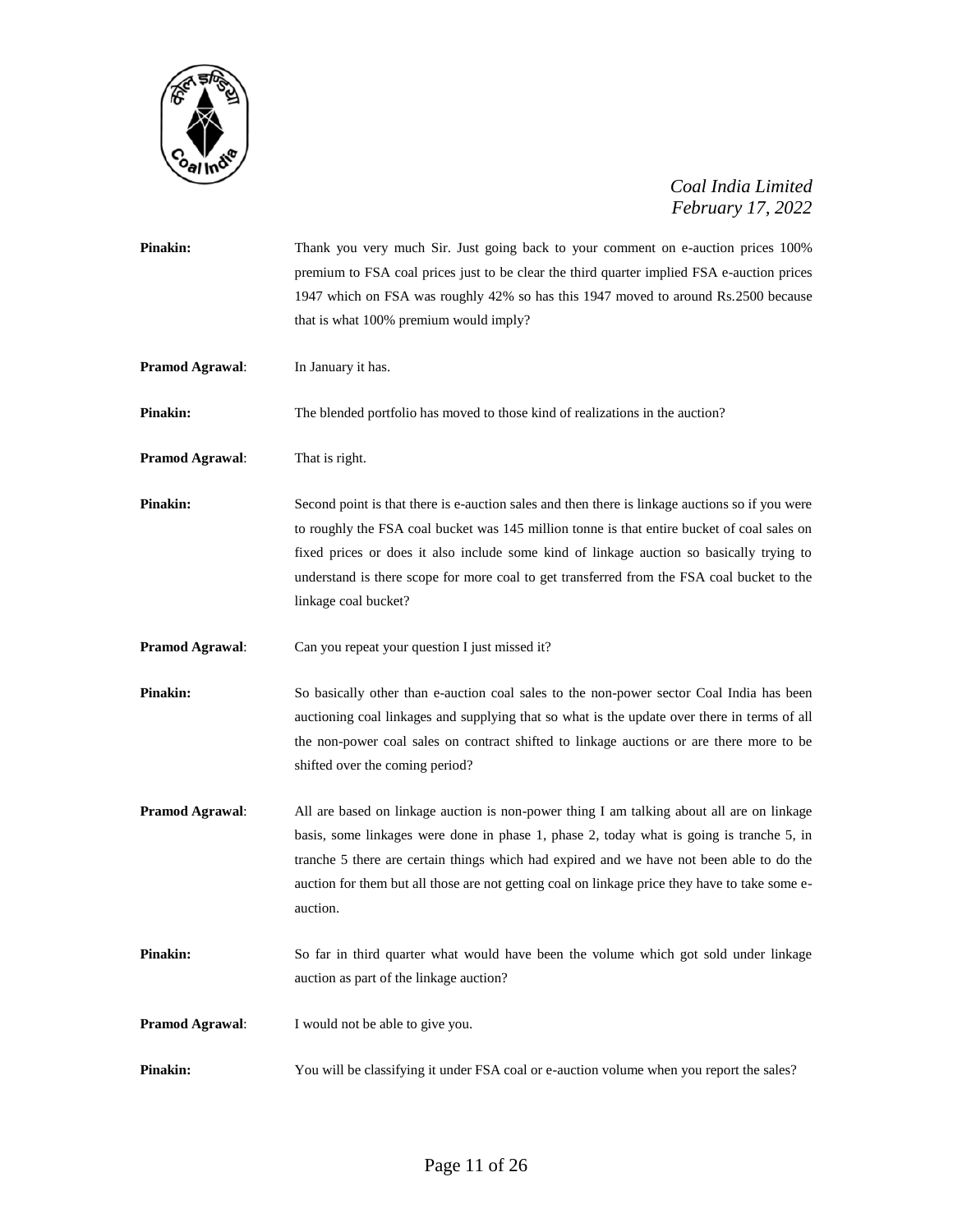**Pinakin:** Thank you very much Sir. Just going back to your comment on e-auction prices 100% premium to FSA coal prices just to be clear the third quarter implied FSA e-auction prices 1947 which on FSA was roughly 42% so has this 1947 moved to around Rs.2500 because that is what 100% premium would imply?

**Pramod Agrawal**: In January it has.

**Pinakin:** The blended portfolio has moved to those kind of realizations in the auction?

**Pramod Agrawal**: That is right.

**Pinakin:** Second point is that there is e-auction sales and then there is linkage auctions so if you were to roughly the FSA coal bucket was 145 million tonne is that entire bucket of coal sales on fixed prices or does it also include some kind of linkage auction so basically trying to understand is there scope for more coal to get transferred from the FSA coal bucket to the linkage coal bucket?

**Pramod Agrawal**: Can you repeat your question I just missed it?

**Pinakin:** So basically other than e-auction coal sales to the non-power sector Coal India has been auctioning coal linkages and supplying that so what is the update over there in terms of all the non-power coal sales on contract shifted to linkage auctions or are there more to be shifted over the coming period?

**Pramod Agrawal**: All are based on linkage auction is non-power thing I am talking about all are on linkage basis, some linkages were done in phase 1, phase 2, today what is going is tranche 5, in tranche 5 there are certain things which had expired and we have not been able to do the auction for them but all those are not getting coal on linkage price they have to take some e-auction.

**Pinakin:** So far in third quarter what would have been the volume which got sold under linkage auction as part of the linkage auction?

**Pramod Agrawal**: I would not be able to give you.

**Pinakin:** You will be classifying it under FSA coal or e-auction volume when you report the sales?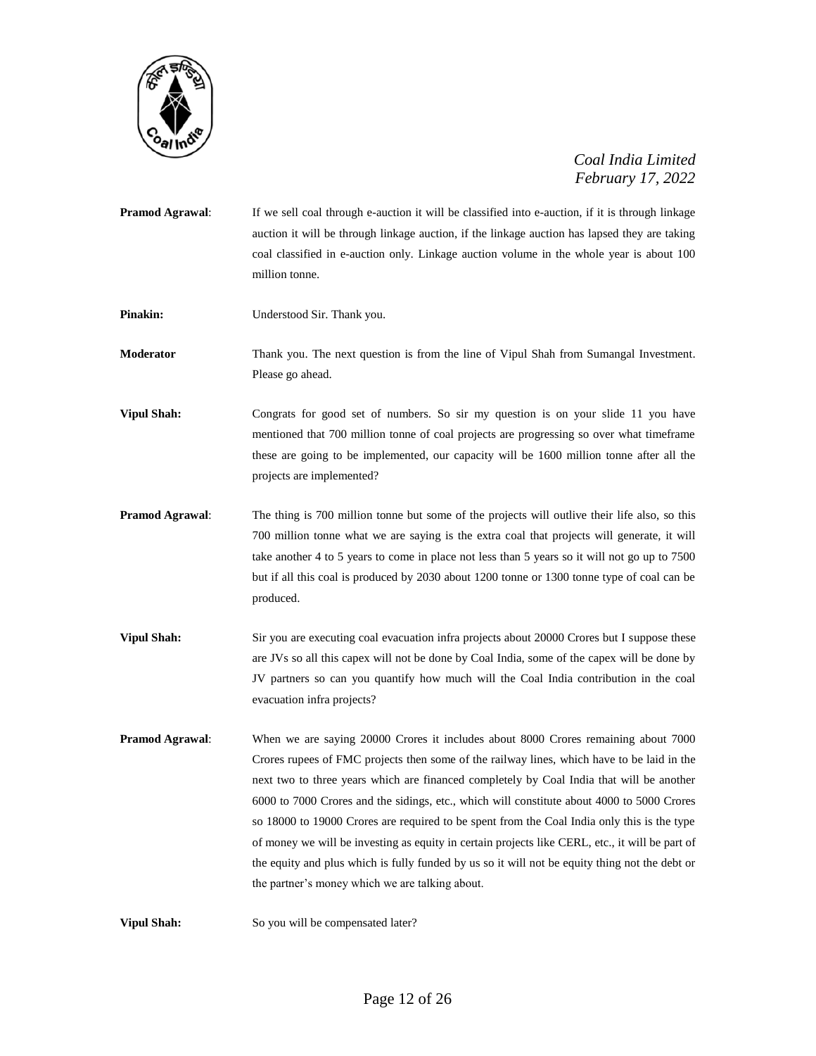**Pramod Agrawal**: If we sell coal through e-auction it will be classified into e-auction, if it is through linkage auction it will be through linkage auction, if the linkage auction has lapsed they are taking coal classified in e-auction only. Linkage auction volume in the whole year is about 100 million tonne.

**Pinakin:** Understood Sir. Thank you.

**Moderator** Thank you. The next question is from the line of Vipul Shah from Sumangal Investment. Please go ahead.

**Vipul Shah:** Congrats for good set of numbers. So sir my question is on your slide 11 you have mentioned that 700 million tonne of coal projects are progressing so over what timeframe these are going to be implemented, our capacity will be 1600 million tonne after all the projects are implemented?

**Pramod Agrawal**: The thing is 700 million tonne but some of the projects will outlive their life also, so this 700 million tonne what we are saying is the extra coal that projects will generate, it will take another 4 to 5 years to come in place not less than 5 years so it will not go up to 7500 but if all this coal is produced by 2030 about 1200 tonne or 1300 tonne type of coal can be produced.

**Vipul Shah:** Sir you are executing coal evacuation infra projects about 20000 Crores but I suppose these are JVs so all this capex will not be done by Coal India, some of the capex will be done by JV partners so can you quantify how much will the Coal India contribution in the coal evacuation infra projects?

**Pramod Agrawal**: When we are saying 20000 Crores it includes about 8000 Crores remaining about 7000 Crores rupees of FMC projects then some of the railway lines, which have to be laid in the next two to three years which are financed completely by Coal India that will be another 6000 to 7000 Crores and the sidings, etc., which will constitute about 4000 to 5000 Crores so 18000 to 19000 Crores are required to be spent from the Coal India only this is the type of money we will be investing as equity in certain projects like CERL, etc., it will be part of the equity and plus which is fully funded by us so it will not be equity thing not the debt or the partner's money which we are talking about.

**Vipul Shah:** So you will be compensated later?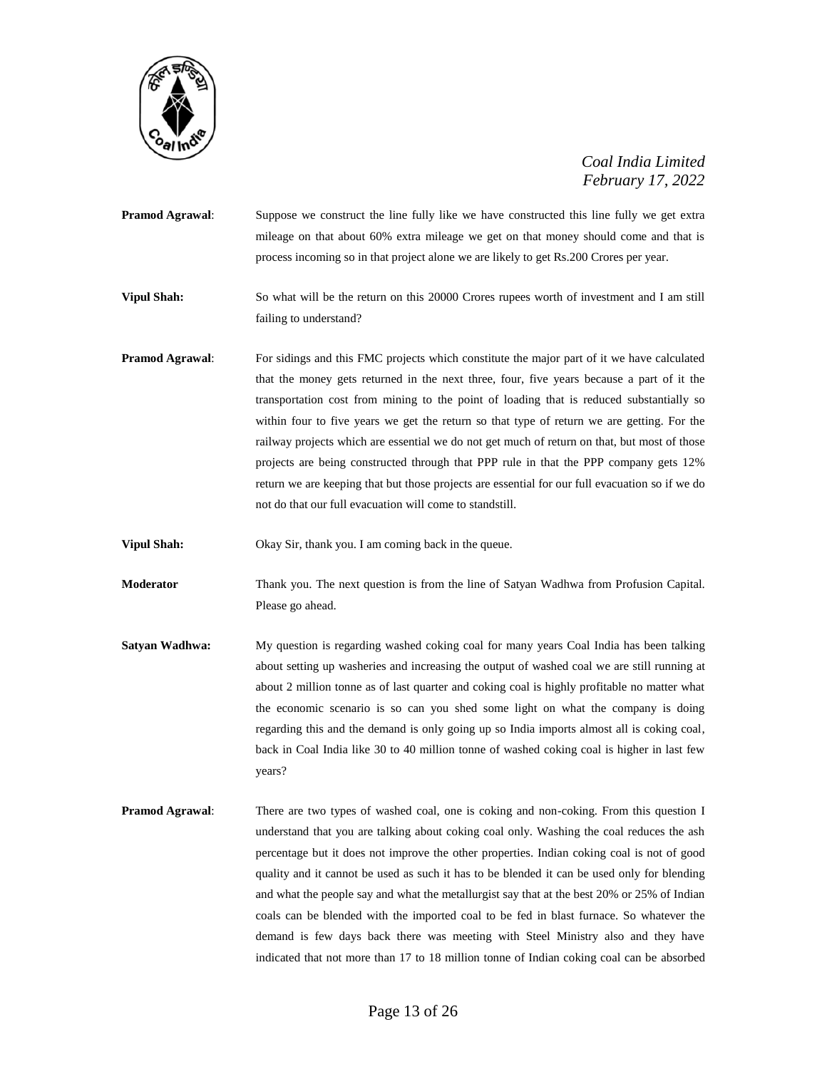**Pramod Agrawal**: Suppose we construct the line fully like we have constructed this line fully we get extra mileage on that about 60% extra mileage we get on that money should come and that is process incoming so in that project alone we are likely to get Rs.200 Crores per year.

**Vipul Shah:** So what will be the return on this 20000 Crores rupees worth of investment and I am still failing to understand?

**Pramod Agrawal**: For sidings and this FMC projects which constitute the major part of it we have calculated that the money gets returned in the next three, four, five years because a part of it the transportation cost from mining to the point of loading that is reduced substantially so within four to five years we get the return so that type of return we are getting. For the railway projects which are essential we do not get much of return on that, but most of those projects are being constructed through that PPP rule in that the PPP company gets 12% return we are keeping that but those projects are essential for our full evacuation so if we do not do that our full evacuation will come to standstill.

**Vipul Shah:** Okay Sir, thank you. I am coming back in the queue.

**Moderator** Thank you. The next question is from the line of Satyan Wadhwa from Profusion Capital. Please go ahead.

**Satyan Wadhwa:** My question is regarding washed coking coal for many years Coal India has been talking about setting up washeries and increasing the output of washed coal we are still running at about 2 million tonne as of last quarter and coking coal is highly profitable no matter what the economic scenario is so can you shed some light on what the company is doing regarding this and the demand is only going up so India imports almost all is coking coal, back in Coal India like 30 to 40 million tonne of washed coking coal is higher in last few years?

**Pramod Agrawal**: There are two types of washed coal, one is coking and non-coking. From this question I understand that you are talking about coking coal only. Washing the coal reduces the ash percentage but it does not improve the other properties. Indian coking coal is not of good quality and it cannot be used as such it has to be blended it can be used only for blending and what the people say and what the metallurgist say that at the best 20% or 25% of Indian coals can be blended with the imported coal to be fed in blast furnace. So whatever the demand is few days back there was meeting with Steel Ministry also and they have indicated that not more than 17 to 18 million tonne of Indian coking coal can be absorbed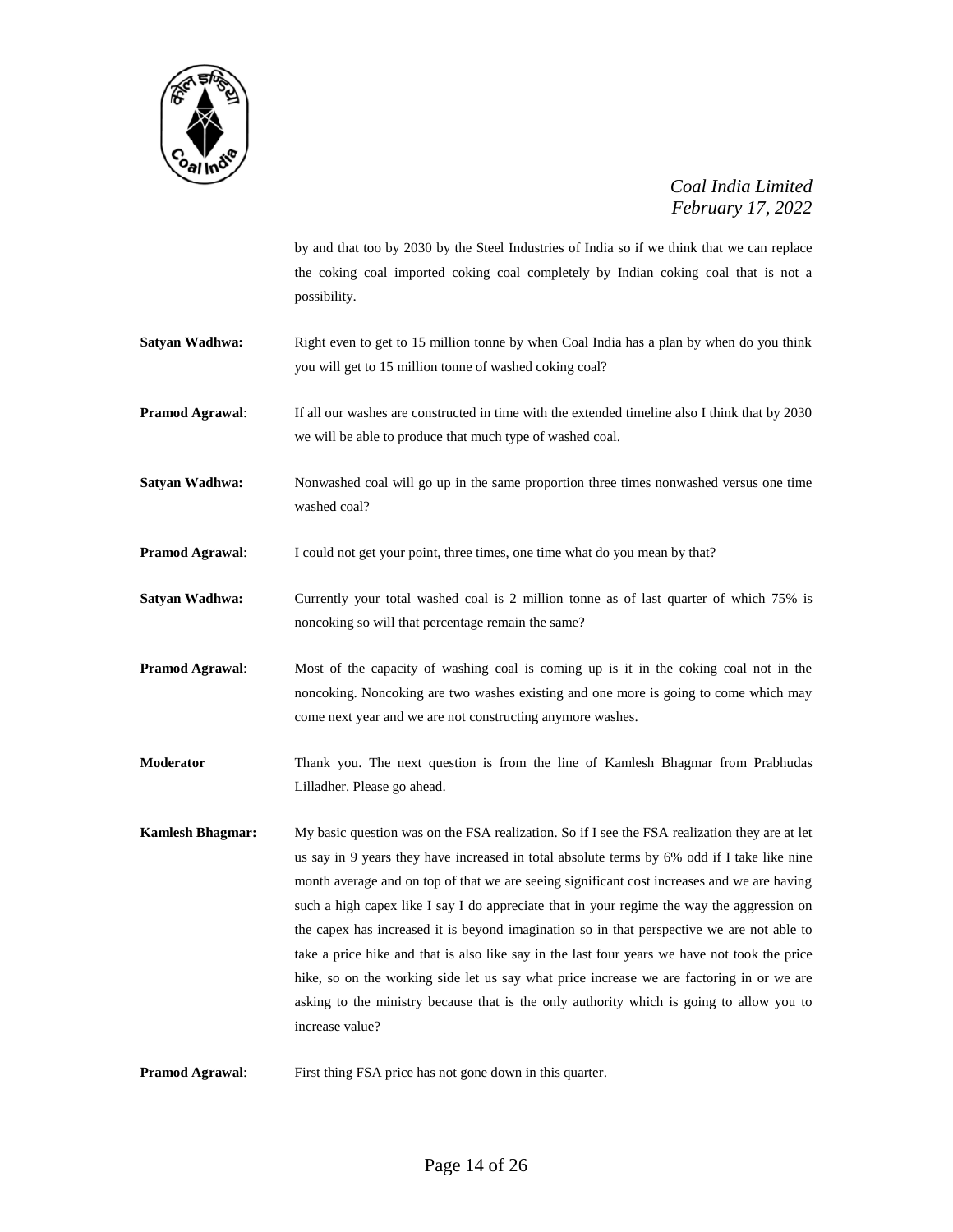by and that too by 2030 by the Steel Industries of India so if we think that we can replace the coking coal imported coking coal completely by Indian coking coal that is not a possibility.

**Satyan Wadhwa:** Right even to get to 15 million tonne by when Coal India has a plan by when do you think you will get to 15 million tonne of washed coking coal?

**Pramod Agrawal**: If all our washes are constructed in time with the extended timeline also I think that by 2030 we will be able to produce that much type of washed coal.

**Satyan Wadhwa:** Nonwashed coal will go up in the same proportion three times nonwashed versus one time washed coal?

**Pramod Agrawal**: I could not get your point, three times, one time what do you mean by that?

**Satyan Wadhwa:** Currently your total washed coal is 2 million tonne as of last quarter of which 75% is noncoking so will that percentage remain the same?

**Pramod Agrawal**: Most of the capacity of washing coal is coming up is it in the coking coal not in the noncoking. Noncoking are two washes existing and one more is going to come which may come next year and we are not constructing anymore washes.

**Moderator** Thank you. The next question is from the line of Kamlesh Bhagmar from Prabhudas Lilladher. Please go ahead.

**Kamlesh Bhagmar:** My basic question was on the FSA realization. So if I see the FSA realization they are at let us say in 9 years they have increased in total absolute terms by 6% odd if I take like nine month average and on top of that we are seeing significant cost increases and we are having such a high capex like I say I do appreciate that in your regime the way the aggression on the capex has increased it is beyond imagination so in that perspective we are not able to take a price hike and that is also like say in the last four years we have not took the price hike, so on the working side let us say what price increase we are factoring in or we are asking to the ministry because that is the only authority which is going to allow you to increase value?

**Pramod Agrawal**: First thing FSA price has not gone down in this quarter.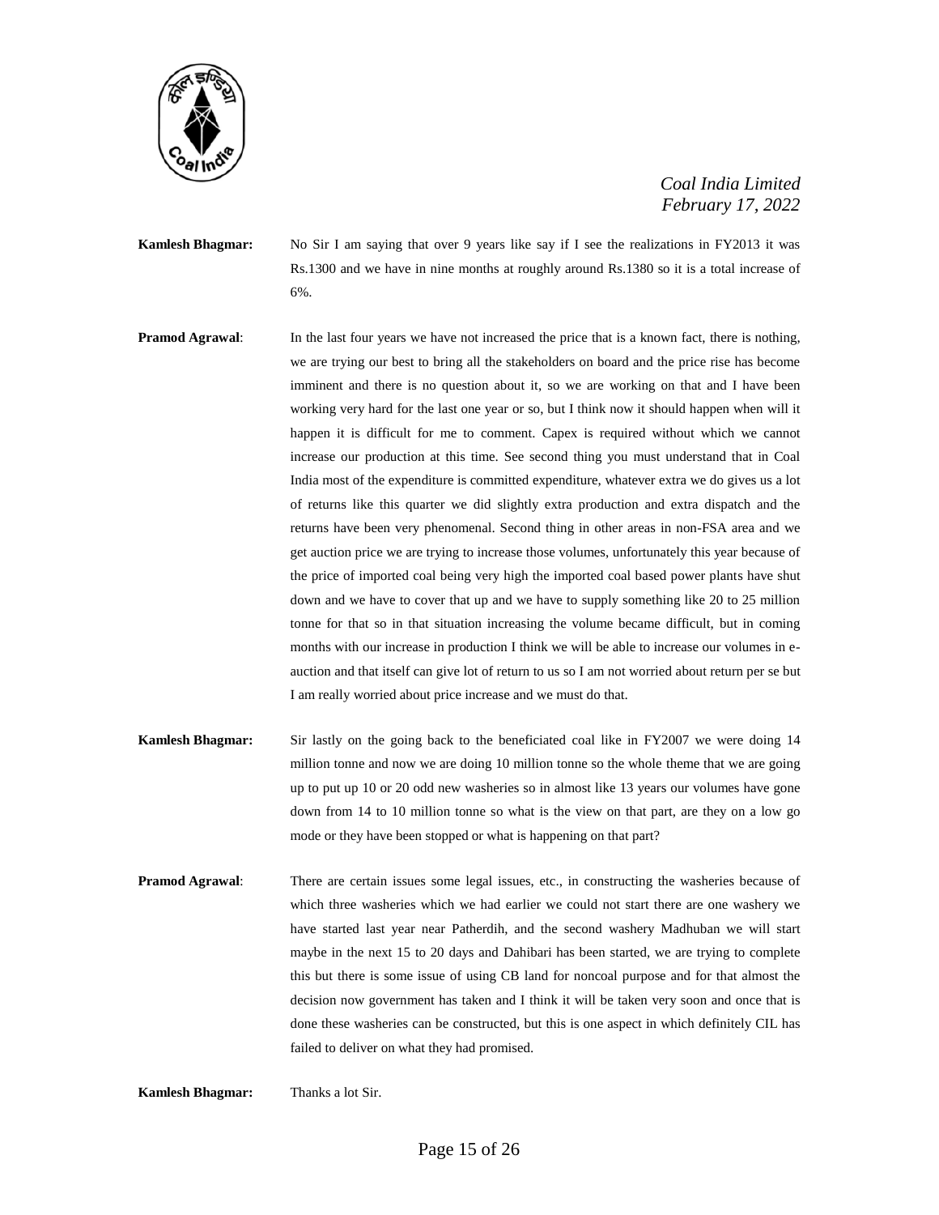**Kamlesh Bhagmar:** No Sir I am saying that over 9 years like say if I see the realizations in FY2013 it was Rs.1300 and we have in nine months at roughly around Rs.1380 so it is a total increase of 6%.

**Pramod Agrawal**: In the last four years we have not increased the price that is a known fact, there is nothing, we are trying our best to bring all the stakeholders on board and the price rise has become imminent and there is no question about it, so we are working on that and I have been working very hard for the last one year or so, but I think now it should happen when will it happen it is difficult for me to comment. Capex is required without which we cannot increase our production at this time. See second thing you must understand that in Coal India most of the expenditure is committed expenditure, whatever extra we do gives us a lot of returns like this quarter we did slightly extra production and extra dispatch and the returns have been very phenomenal. Second thing in other areas in non-FSA area and we get auction price we are trying to increase those volumes, unfortunately this year because of the price of imported coal being very high the imported coal based power plants have shut down and we have to cover that up and we have to supply something like 20 to 25 million tonne for that so in that situation increasing the volume became difficult, but in coming months with our increase in production I think we will be able to increase our volumes in e-auction and that itself can give lot of return to us so I am not worried about return per se but I am really worried about price increase and we must do that.

**Kamlesh Bhagmar:** Sir lastly on the going back to the beneficiated coal like in FY2007 we were doing 14 million tonne and now we are doing 10 million tonne so the whole theme that we are going up to put up 10 or 20 odd new washeries so in almost like 13 years our volumes have gone down from 14 to 10 million tonne so what is the view on that part, are they on a low go mode or they have been stopped or what is happening on that part?

**Pramod Agrawal**: There are certain issues some legal issues, etc., in constructing the washeries because of which three washeries which we had earlier we could not start there are one washery we have started last year near Patherdih, and the second washery Madhuban we will start maybe in the next 15 to 20 days and Dahibari has been started, we are trying to complete this but there is some issue of using CB land for noncoal purpose and for that almost the decision now government has taken and I think it will be taken very soon and once that is done these washeries can be constructed, but this is one aspect in which definitely CIL has failed to deliver on what they had promised.

**Kamlesh Bhagmar:** Thanks a lot Sir.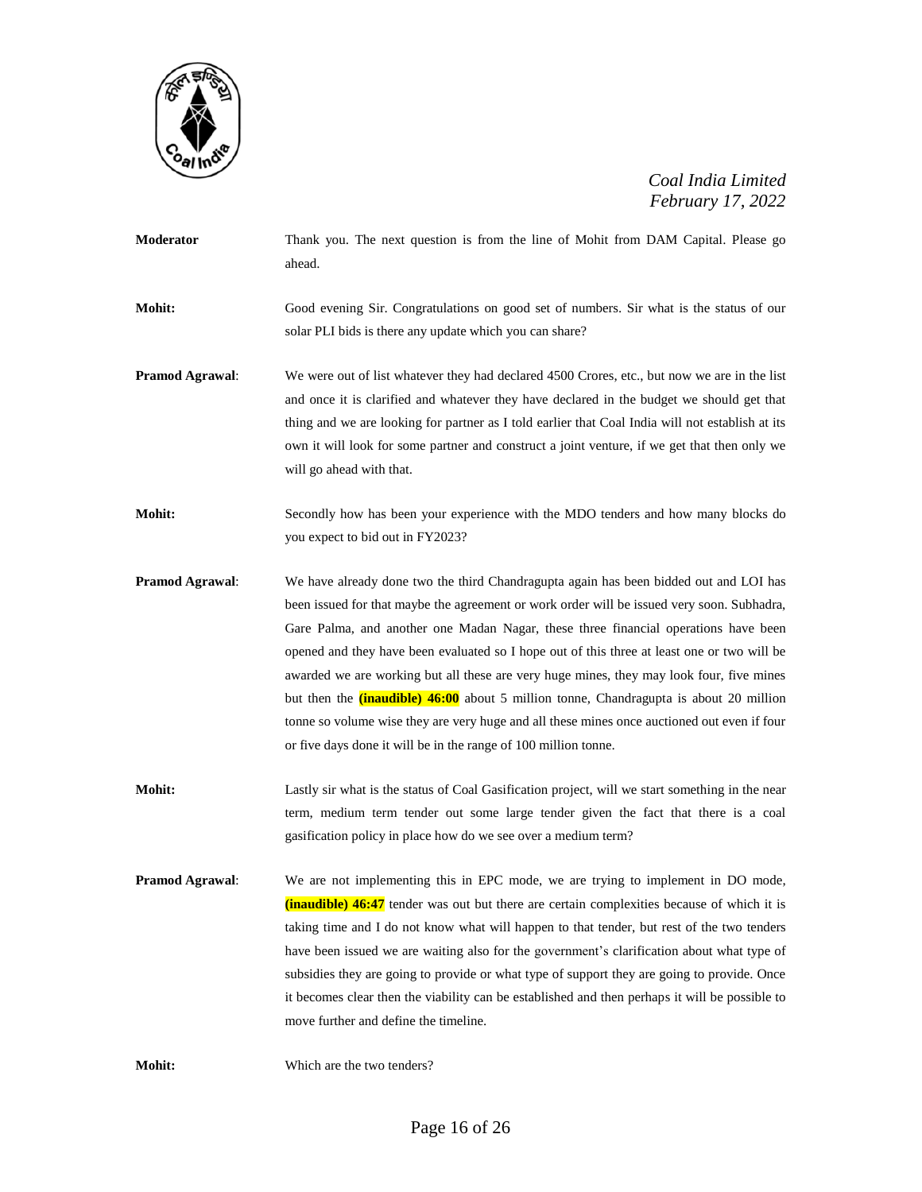**Moderator** Thank you. The next question is from the line of Mohit from DAM Capital. Please go ahead.

**Mohit:** Good evening Sir. Congratulations on good set of numbers. Sir what is the status of our solar PLI bids is there any update which you can share?

**Pramod Agrawal**: We were out of list whatever they had declared 4500 Crores, etc., but now we are in the list and once it is clarified and whatever they have declared in the budget we should get that thing and we are looking for partner as I told earlier that Coal India will not establish at its own it will look for some partner and construct a joint venture, if we get that then only we will go ahead with that.

**Mohit:** Secondly how has been your experience with the MDO tenders and how many blocks do you expect to bid out in FY2023?

**Pramod Agrawal**: We have already done two the third Chandragupta again has been bidded out and LOI has been issued for that maybe the agreement or work order will be issued very soon. Subhadra, Gare Palma, and another one Madan Nagar, these three financial operations have been opened and they have been evaluated so I hope out of this three at least one or two will be awarded we are working but all these are very huge mines, they may look four, five mines but then the **(inaudible) 46:00** about 5 million tonne, Chandragupta is about 20 million tonne so volume wise they are very huge and all these mines once auctioned out even if four or five days done it will be in the range of 100 million tonne.

**Mohit:** Lastly sir what is the status of Coal Gasification project, will we start something in the near term, medium term tender out some large tender given the fact that there is a coal gasification policy in place how do we see over a medium term?

**Pramod Agrawal**: We are not implementing this in EPC mode, we are trying to implement in DO mode, **(inaudible) 46:47** tender was out but there are certain complexities because of which it is taking time and I do not know what will happen to that tender, but rest of the two tenders have been issued we are waiting also for the government's clarification about what type of subsidies they are going to provide or what type of support they are going to provide. Once it becomes clear then the viability can be established and then perhaps it will be possible to move further and define the timeline.

**Mohit:** Which are the two tenders?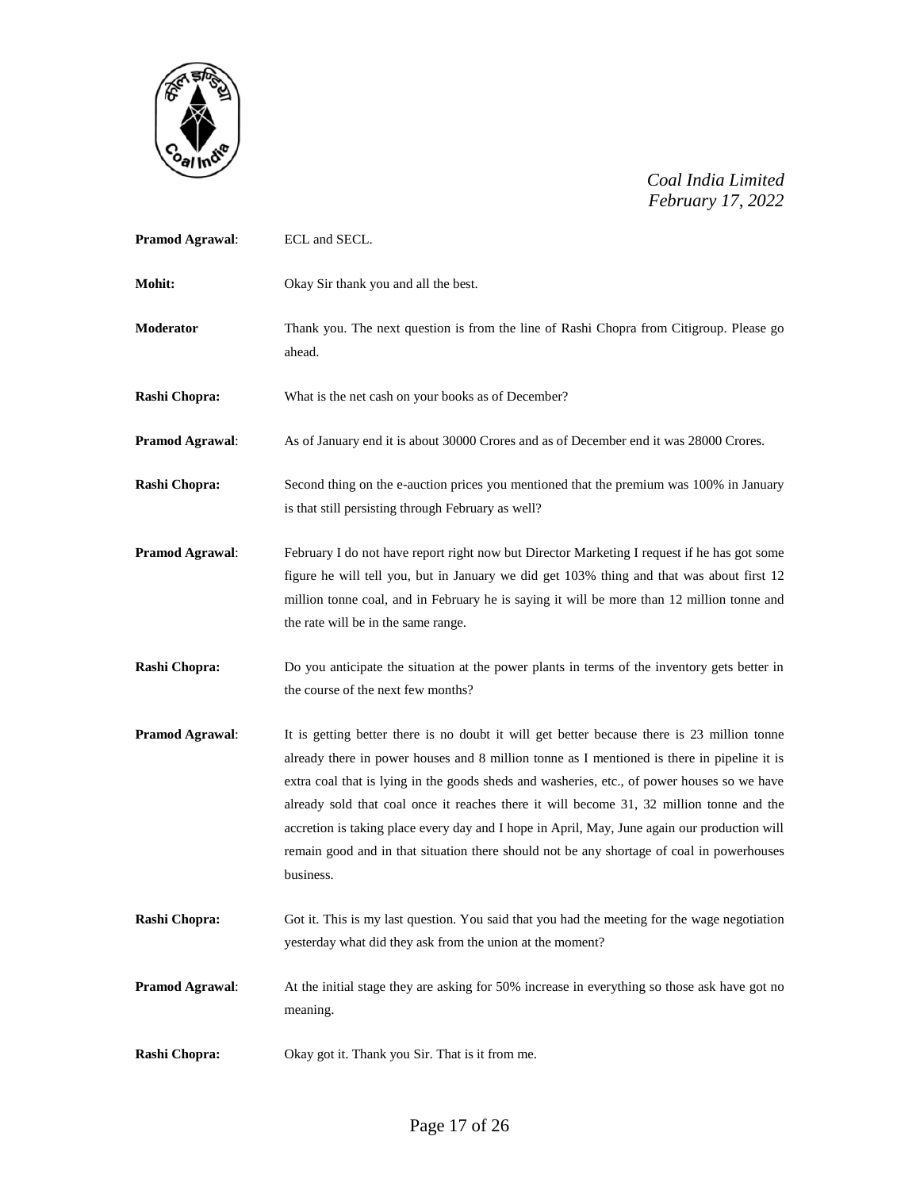**Pramod Agrawal**: ECL and SECL.

**Mohit:** Okay Sir thank you and all the best.

**Moderator** Thank you. The next question is from the line of Rashi Chopra from Citigroup. Please go ahead.

**Rashi Chopra:** What is the net cash on your books as of December?

**Pramod Agrawal**: As of January end it is about 30000 Crores and as of December end it was 28000 Crores.

**Rashi Chopra:** Second thing on the e-auction prices you mentioned that the premium was 100% in January is that still persisting through February as well?

**Pramod Agrawal**: February I do not have report right now but Director Marketing I request if he has got some figure he will tell you, but in January we did get 103% thing and that was about first 12 million tonne coal, and in February he is saying it will be more than 12 million tonne and the rate will be in the same range.

**Rashi Chopra:** Do you anticipate the situation at the power plants in terms of the inventory gets better in the course of the next few months?

**Pramod Agrawal**: It is getting better there is no doubt it will get better because there is 23 million tonne already there in power houses and 8 million tonne as I mentioned is there in pipeline it is extra coal that is lying in the goods sheds and washeries, etc., of power houses so we have already sold that coal once it reaches there it will become 31, 32 million tonne and the accretion is taking place every day and I hope in April, May, June again our production will remain good and in that situation there should not be any shortage of coal in powerhouses business.

**Rashi Chopra:** Got it. This is my last question. You said that you had the meeting for the wage negotiation yesterday what did they ask from the union at the moment?

**Pramod Agrawal**: At the initial stage they are asking for 50% increase in everything so those ask have got no meaning.

**Rashi Chopra:** Okay got it. Thank you Sir. That is it from me.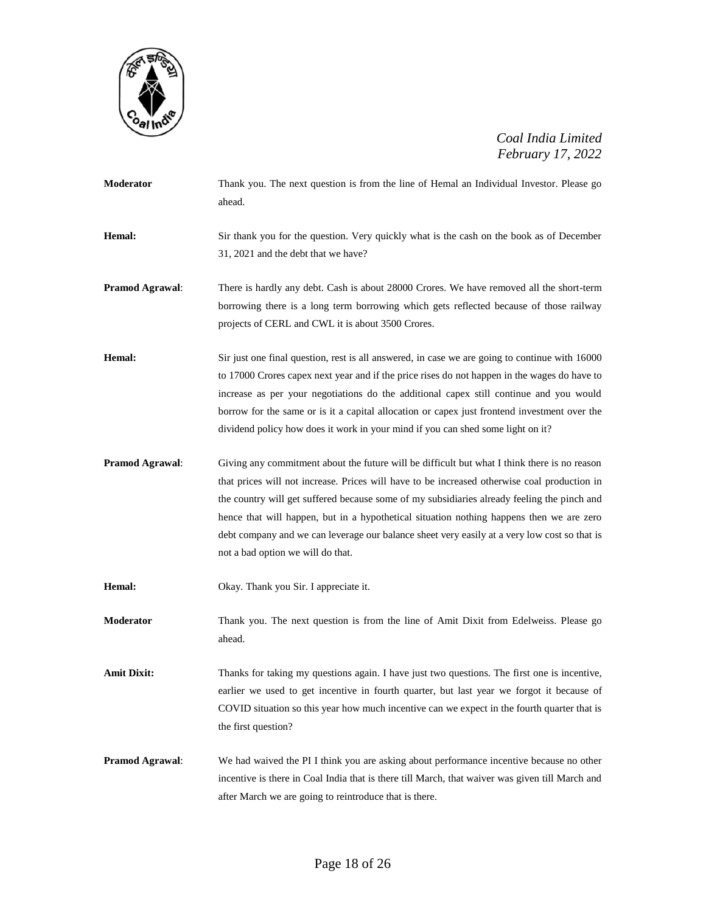**Moderator** Thank you. The next question is from the line of Hemal an Individual Investor. Please go ahead.

**Hemal:** Sir thank you for the question. Very quickly what is the cash on the book as of December 31, 2021 and the debt that we have?

**Pramod Agrawal**: There is hardly any debt. Cash is about 28000 Crores. We have removed all the short-term borrowing there is a long term borrowing which gets reflected because of those railway projects of CERL and CWL it is about 3500 Crores.

**Hemal:** Sir just one final question, rest is all answered, in case we are going to continue with 16000 to 17000 Crores capex next year and if the price rises do not happen in the wages do have to increase as per your negotiations do the additional capex still continue and you would borrow for the same or is it a capital allocation or capex just frontend investment over the dividend policy how does it work in your mind if you can shed some light on it?

**Pramod Agrawal**: Giving any commitment about the future will be difficult but what I think there is no reason that prices will not increase. Prices will have to be increased otherwise coal production in the country will get suffered because some of my subsidiaries already feeling the pinch and hence that will happen, but in a hypothetical situation nothing happens then we are zero debt company and we can leverage our balance sheet very easily at a very low cost so that is not a bad option we will do that.

**Hemal:** Okay. Thank you Sir. I appreciate it.

**Moderator** Thank you. The next question is from the line of Amit Dixit from Edelweiss. Please go ahead.

**Amit Dixit:** Thanks for taking my questions again. I have just two questions. The first one is incentive, earlier we used to get incentive in fourth quarter, but last year we forgot it because of COVID situation so this year how much incentive can we expect in the fourth quarter that is the first question?

**Pramod Agrawal**: We had waived the PI I think you are asking about performance incentive because no other incentive is there in Coal India that is there till March, that waiver was given till March and after March we are going to reintroduce that is there.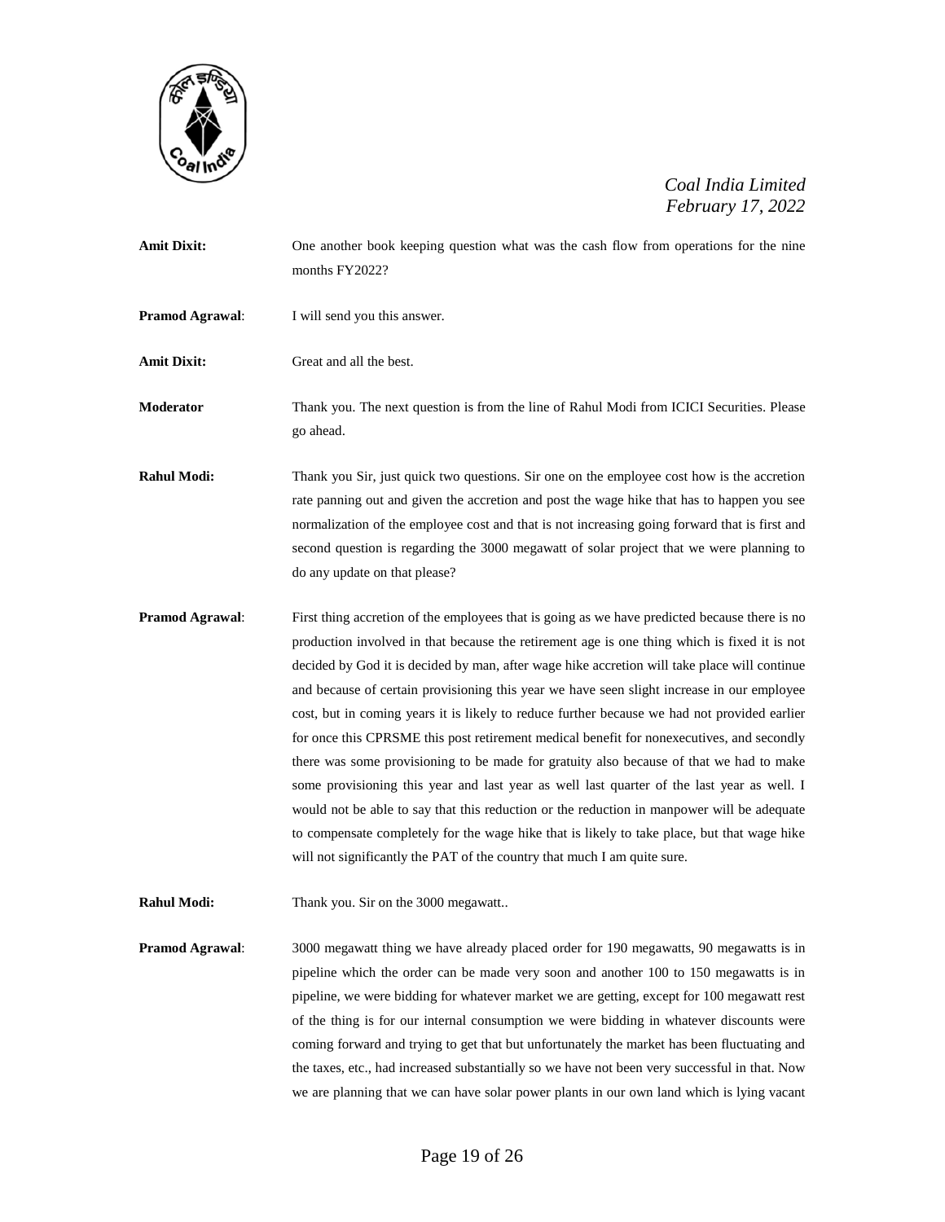**Amit Dixit:** One another book keeping question what was the cash flow from operations for the nine months FY2022?

**Pramod Agrawal**: I will send you this answer.

**Amit Dixit:** Great and all the best.

**Moderator** Thank you. The next question is from the line of Rahul Modi from ICICI Securities. Please go ahead.

**Rahul Modi:** Thank you Sir, just quick two questions. Sir one on the employee cost how is the accretion rate panning out and given the accretion and post the wage hike that has to happen you see normalization of the employee cost and that is not increasing going forward that is first and second question is regarding the 3000 megawatt of solar project that we were planning to do any update on that please?

**Pramod Agrawal**: First thing accretion of the employees that is going as we have predicted because there is no production involved in that because the retirement age is one thing which is fixed it is not decided by God it is decided by man, after wage hike accretion will take place will continue and because of certain provisioning this year we have seen slight increase in our employee cost, but in coming years it is likely to reduce further because we had not provided earlier for once this CPRSME this post retirement medical benefit for nonexecutives, and secondly there was some provisioning to be made for gratuity also because of that we had to make some provisioning this year and last year as well last quarter of the last year as well. I would not be able to say that this reduction or the reduction in manpower will be adequate to compensate completely for the wage hike that is likely to take place, but that wage hike will not significantly the PAT of the country that much I am quite sure.

**Rahul Modi:** Thank you. Sir on the 3000 megawatt..

**Pramod Agrawal**: 3000 megawatt thing we have already placed order for 190 megawatts, 90 megawatts is in pipeline which the order can be made very soon and another 100 to 150 megawatts is in pipeline, we were bidding for whatever market we are getting, except for 100 megawatt rest of the thing is for our internal consumption we were bidding in whatever discounts were coming forward and trying to get that but unfortunately the market has been fluctuating and the taxes, etc., had increased substantially so we have not been very successful in that. Now we are planning that we can have solar power plants in our own land which is lying vacant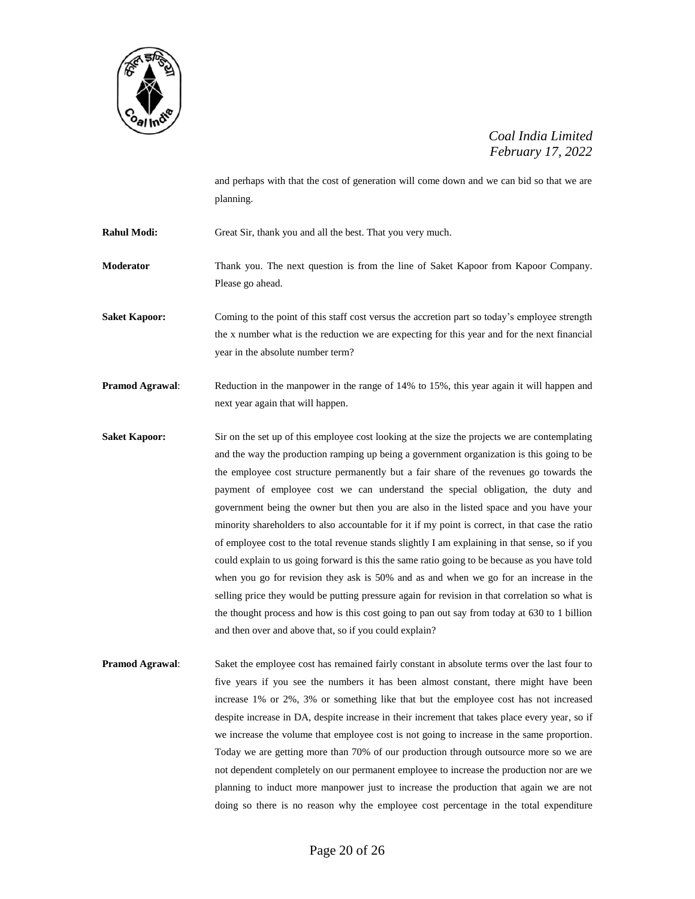and perhaps with that the cost of generation will come down and we can bid so that we are planning.

**Rahul Modi:** Great Sir, thank you and all the best. That you very much.

**Moderator** Thank you. The next question is from the line of Saket Kapoor from Kapoor Company. Please go ahead.

**Saket Kapoor:** Coming to the point of this staff cost versus the accretion part so today's employee strength the x number what is the reduction we are expecting for this year and for the next financial year in the absolute number term?

**Pramod Agrawal**: Reduction in the manpower in the range of 14% to 15%, this year again it will happen and next year again that will happen.

**Saket Kapoor:** Sir on the set up of this employee cost looking at the size the projects we are contemplating and the way the production ramping up being a government organization is this going to be the employee cost structure permanently but a fair share of the revenues go towards the payment of employee cost we can understand the special obligation, the duty and government being the owner but then you are also in the listed space and you have your minority shareholders to also accountable for it if my point is correct, in that case the ratio of employee cost to the total revenue stands slightly I am explaining in that sense, so if you could explain to us going forward is this the same ratio going to be because as you have told when you go for revision they ask is 50% and as and when we go for an increase in the selling price they would be putting pressure again for revision in that correlation so what is the thought process and how is this cost going to pan out say from today at 630 to 1 billion and then over and above that, so if you could explain?

**Pramod Agrawal**: Saket the employee cost has remained fairly constant in absolute terms over the last four to five years if you see the numbers it has been almost constant, there might have been increase 1% or 2%, 3% or something like that but the employee cost has not increased despite increase in DA, despite increase in their increment that takes place every year, so if we increase the volume that employee cost is not going to increase in the same proportion. Today we are getting more than 70% of our production through outsource more so we are not dependent completely on our permanent employee to increase the production nor are we planning to induct more manpower just to increase the production that again we are not doing so there is no reason why the employee cost percentage in the total expenditure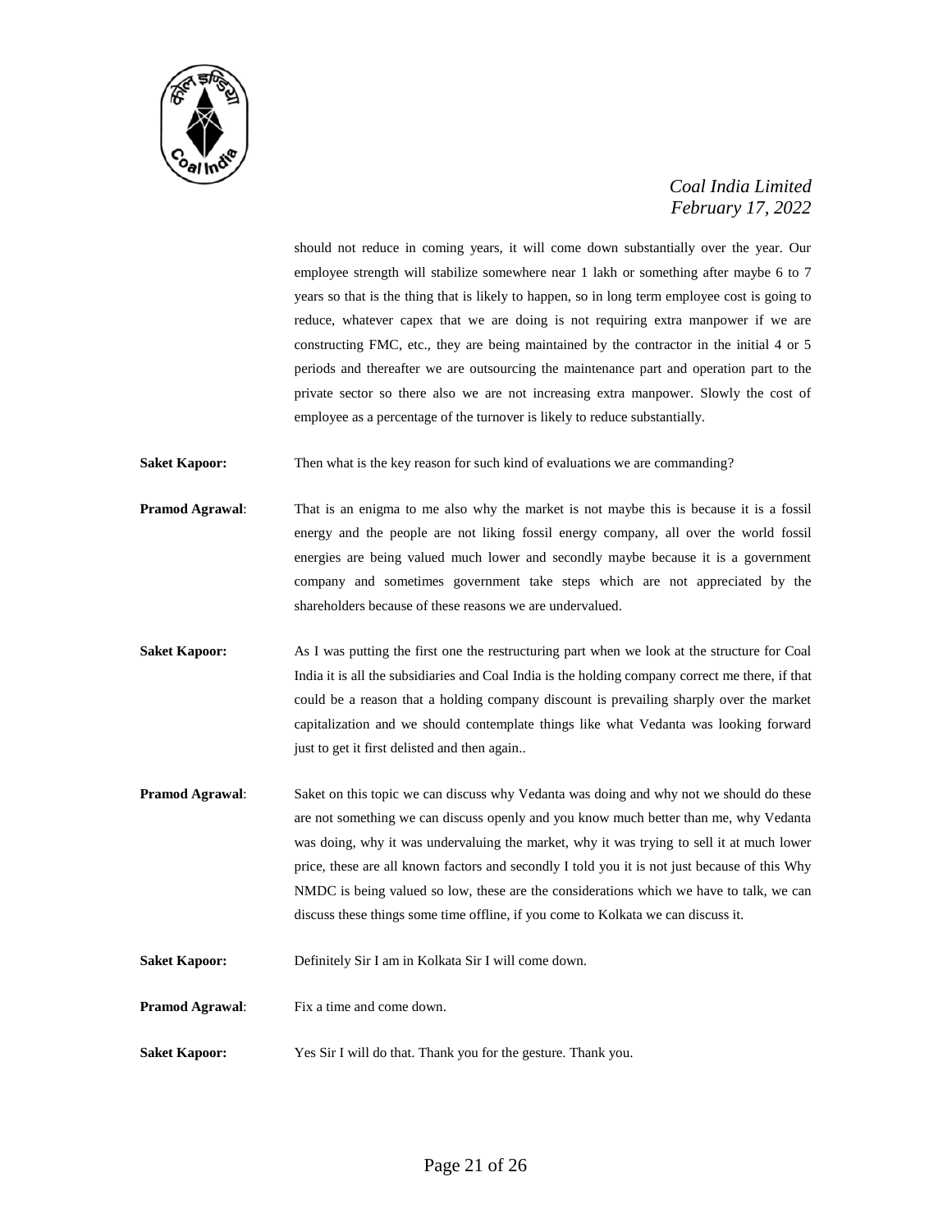should not reduce in coming years, it will come down substantially over the year. Our employee strength will stabilize somewhere near 1 lakh or something after maybe 6 to 7 years so that is the thing that is likely to happen, so in long term employee cost is going to reduce, whatever capex that we are doing is not requiring extra manpower if we are constructing FMC, etc., they are being maintained by the contractor in the initial 4 or 5 periods and thereafter we are outsourcing the maintenance part and operation part to the private sector so there also we are not increasing extra manpower. Slowly the cost of employee as a percentage of the turnover is likely to reduce substantially.

**Saket Kapoor:** Then what is the key reason for such kind of evaluations we are commanding?

**Pramod Agrawal**: That is an enigma to me also why the market is not maybe this is because it is a fossil energy and the people are not liking fossil energy company, all over the world fossil energies are being valued much lower and secondly maybe because it is a government company and sometimes government take steps which are not appreciated by the shareholders because of these reasons we are undervalued.

**Saket Kapoor:** As I was putting the first one the restructuring part when we look at the structure for Coal India it is all the subsidiaries and Coal India is the holding company correct me there, if that could be a reason that a holding company discount is prevailing sharply over the market capitalization and we should contemplate things like what Vedanta was looking forward just to get it first delisted and then again..

**Pramod Agrawal**: Saket on this topic we can discuss why Vedanta was doing and why not we should do these are not something we can discuss openly and you know much better than me, why Vedanta was doing, why it was undervaluing the market, why it was trying to sell it at much lower price, these are all known factors and secondly I told you it is not just because of this Why NMDC is being valued so low, these are the considerations which we have to talk, we can discuss these things some time offline, if you come to Kolkata we can discuss it.

**Saket Kapoor:** Definitely Sir I am in Kolkata Sir I will come down.

**Pramod Agrawal**: Fix a time and come down.

**Saket Kapoor:** Yes Sir I will do that. Thank you for the gesture. Thank you.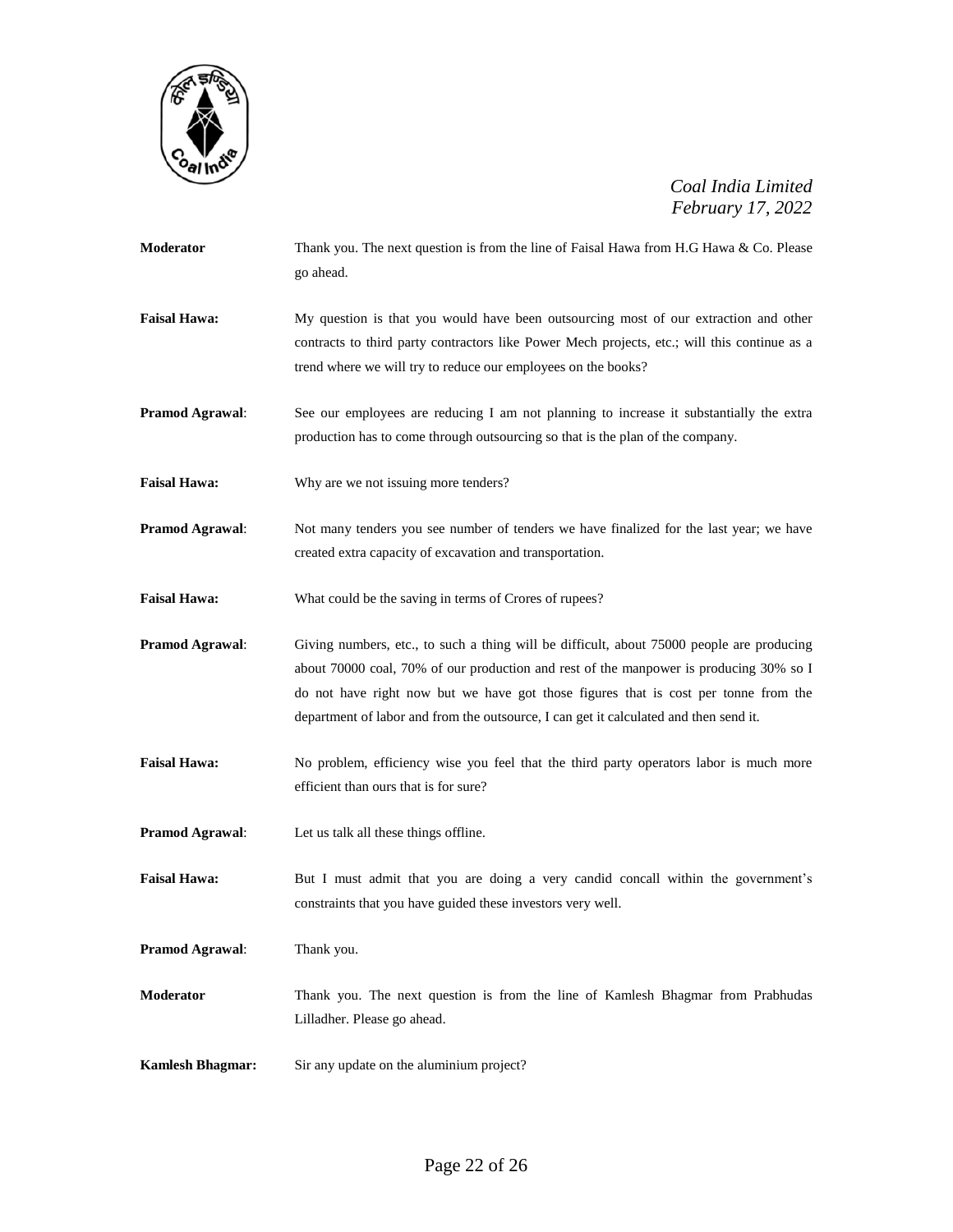**Moderator** Thank you. The next question is from the line of Faisal Hawa from H.G Hawa & Co. Please go ahead.

**Faisal Hawa:** My question is that you would have been outsourcing most of our extraction and other contracts to third party contractors like Power Mech projects, etc.; will this continue as a trend where we will try to reduce our employees on the books?

**Pramod Agrawal**: See our employees are reducing I am not planning to increase it substantially the extra production has to come through outsourcing so that is the plan of the company.

**Faisal Hawa:** Why are we not issuing more tenders?

**Pramod Agrawal**: Not many tenders you see number of tenders we have finalized for the last year; we have created extra capacity of excavation and transportation.

**Faisal Hawa:** What could be the saving in terms of Crores of rupees?

**Pramod Agrawal**: Giving numbers, etc., to such a thing will be difficult, about 75000 people are producing about 70000 coal, 70% of our production and rest of the manpower is producing 30% so I do not have right now but we have got those figures that is cost per tonne from the department of labor and from the outsource, I can get it calculated and then send it.

**Faisal Hawa:** No problem, efficiency wise you feel that the third party operators labor is much more efficient than ours that is for sure?

**Pramod Agrawal**: Let us talk all these things offline.

**Faisal Hawa:** But I must admit that you are doing a very candid concall within the government's constraints that you have guided these investors very well.

**Pramod Agrawal**: Thank you.

**Moderator** Thank you. The next question is from the line of Kamlesh Bhagmar from Prabhudas Lilladher. Please go ahead.

**Kamlesh Bhagmar:** Sir any update on the aluminium project?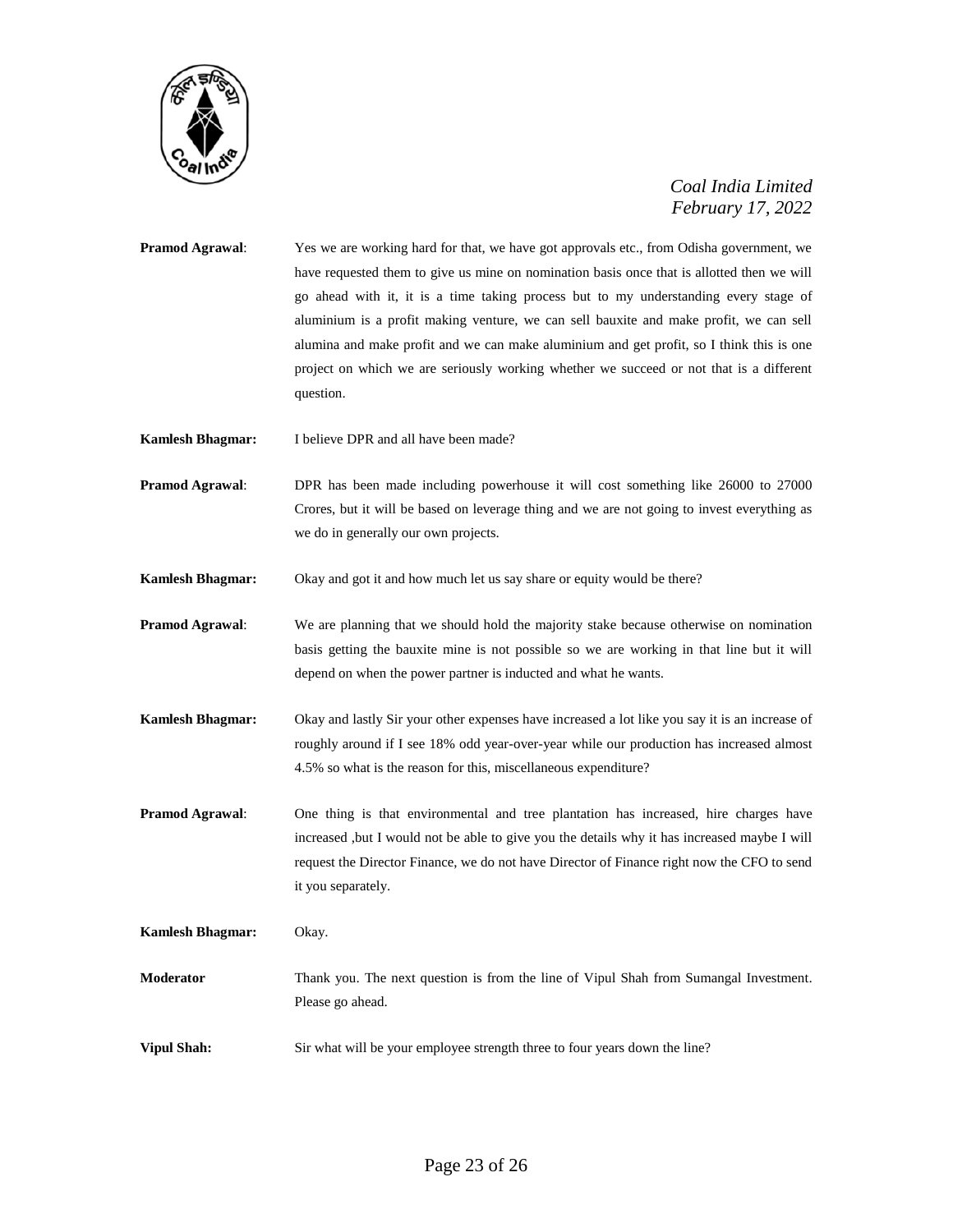**Pramod Agrawal**: Yes we are working hard for that, we have got approvals etc., from Odisha government, we have requested them to give us mine on nomination basis once that is allotted then we will go ahead with it, it is a time taking process but to my understanding every stage of aluminium is a profit making venture, we can sell bauxite and make profit, we can sell alumina and make profit and we can make aluminium and get profit, so I think this is one project on which we are seriously working whether we succeed or not that is a different question.

**Kamlesh Bhagmar:** I believe DPR and all have been made?

**Pramod Agrawal**: DPR has been made including powerhouse it will cost something like 26000 to 27000 Crores, but it will be based on leverage thing and we are not going to invest everything as we do in generally our own projects.

**Kamlesh Bhagmar:** Okay and got it and how much let us say share or equity would be there?

**Pramod Agrawal**: We are planning that we should hold the majority stake because otherwise on nomination basis getting the bauxite mine is not possible so we are working in that line but it will depend on when the power partner is inducted and what he wants.

**Kamlesh Bhagmar:** Okay and lastly Sir your other expenses have increased a lot like you say it is an increase of roughly around if I see 18% odd year-over-year while our production has increased almost 4.5% so what is the reason for this, miscellaneous expenditure?

**Pramod Agrawal**: One thing is that environmental and tree plantation has increased, hire charges have increased ,but I would not be able to give you the details why it has increased maybe I will request the Director Finance, we do not have Director of Finance right now the CFO to send it you separately.

**Kamlesh Bhagmar:** Okay.

**Moderator** Thank you. The next question is from the line of Vipul Shah from Sumangal Investment. Please go ahead.

**Vipul Shah:** Sir what will be your employee strength three to four years down the line?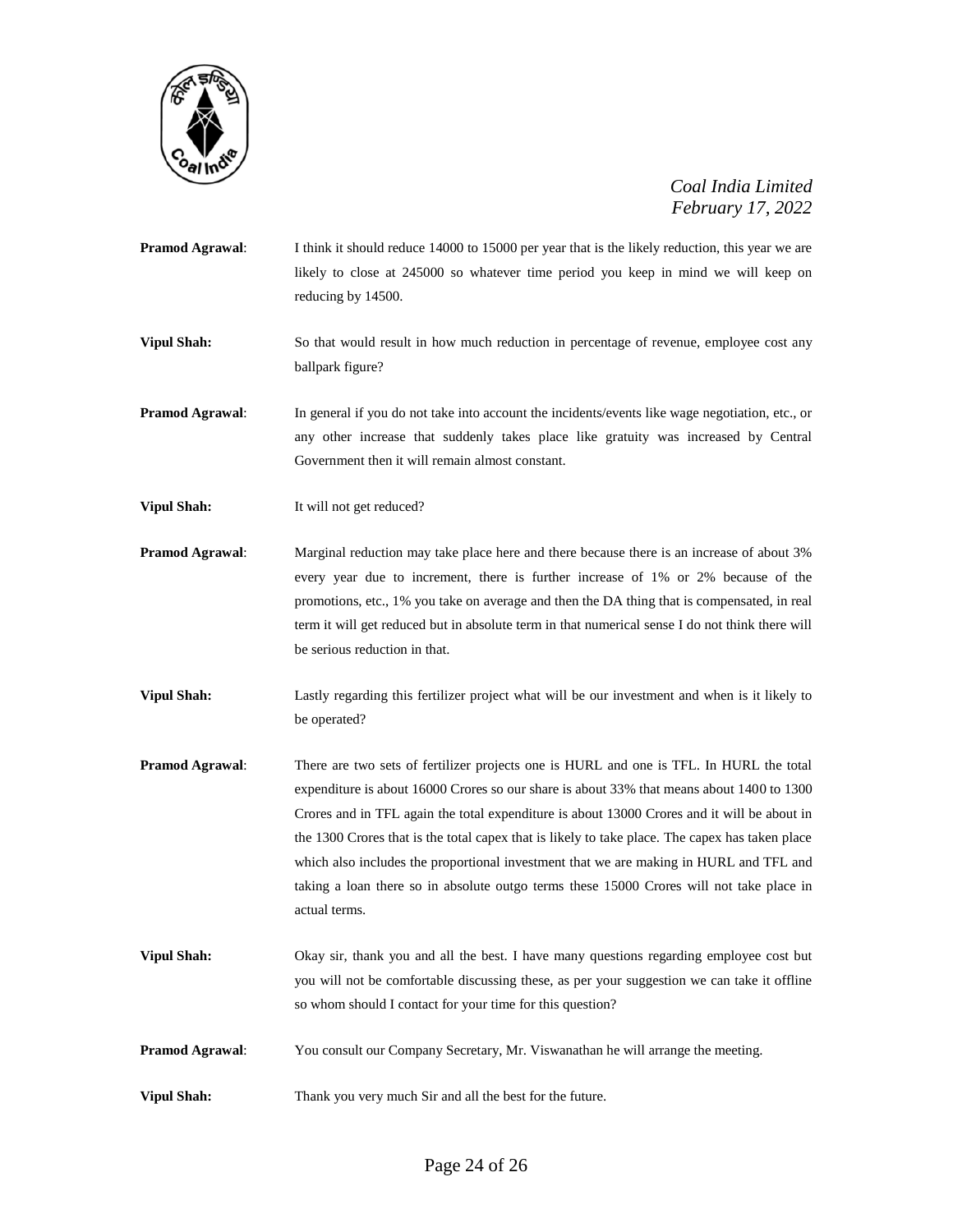**Pramod Agrawal**: I think it should reduce 14000 to 15000 per year that is the likely reduction, this year we are likely to close at 245000 so whatever time period you keep in mind we will keep on reducing by 14500.

**Vipul Shah:** So that would result in how much reduction in percentage of revenue, employee cost any ballpark figure?

**Pramod Agrawal**: In general if you do not take into account the incidents/events like wage negotiation, etc., or any other increase that suddenly takes place like gratuity was increased by Central Government then it will remain almost constant.

**Vipul Shah:** It will not get reduced?

**Pramod Agrawal**: Marginal reduction may take place here and there because there is an increase of about 3% every year due to increment, there is further increase of 1% or 2% because of the promotions, etc., 1% you take on average and then the DA thing that is compensated, in real term it will get reduced but in absolute term in that numerical sense I do not think there will be serious reduction in that.

**Vipul Shah:** Lastly regarding this fertilizer project what will be our investment and when is it likely to be operated?

**Pramod Agrawal**: There are two sets of fertilizer projects one is HURL and one is TFL. In HURL the total expenditure is about 16000 Crores so our share is about 33% that means about 1400 to 1300 Crores and in TFL again the total expenditure is about 13000 Crores and it will be about in the 1300 Crores that is the total capex that is likely to take place. The capex has taken place which also includes the proportional investment that we are making in HURL and TFL and taking a loan there so in absolute outgo terms these 15000 Crores will not take place in actual terms.

**Vipul Shah:** Okay sir, thank you and all the best. I have many questions regarding employee cost but you will not be comfortable discussing these, as per your suggestion we can take it offline so whom should I contact for your time for this question?

**Pramod Agrawal**: You consult our Company Secretary, Mr. Viswanathan he will arrange the meeting.

**Vipul Shah:** Thank you very much Sir and all the best for the future.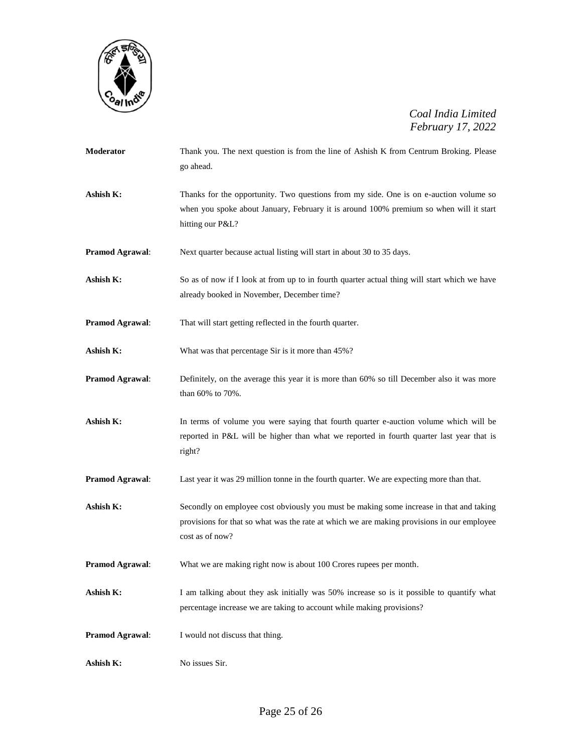**Moderator** Thank you. The next question is from the line of Ashish K from Centrum Broking. Please go ahead.

**Ashish K:** Thanks for the opportunity. Two questions from my side. One is on e-auction volume so when you spoke about January, February it is around 100% premium so when will it start hitting our P&L?

**Pramod Agrawal**: Next quarter because actual listing will start in about 30 to 35 days.

**Ashish K:** So as of now if I look at from up to in fourth quarter actual thing will start which we have already booked in November, December time?

**Pramod Agrawal**: That will start getting reflected in the fourth quarter.

**Ashish K:** What was that percentage Sir is it more than 45%?

**Pramod Agrawal**: Definitely, on the average this year it is more than 60% so till December also it was more than 60% to 70%.

**Ashish K:** In terms of volume you were saying that fourth quarter e-auction volume which will be reported in P&L will be higher than what we reported in fourth quarter last year that is right?

**Pramod Agrawal**: Last year it was 29 million tonne in the fourth quarter. We are expecting more than that.

**Ashish K:** Secondly on employee cost obviously you must be making some increase in that and taking provisions for that so what was the rate at which we are making provisions in our employee cost as of now?

**Pramod Agrawal**: What we are making right now is about 100 Crores rupees per month.

**Ashish K:** I am talking about they ask initially was 50% increase so is it possible to quantify what percentage increase we are taking to account while making provisions?

**Pramod Agrawal**: I would not discuss that thing.

**Ashish K:** No issues Sir.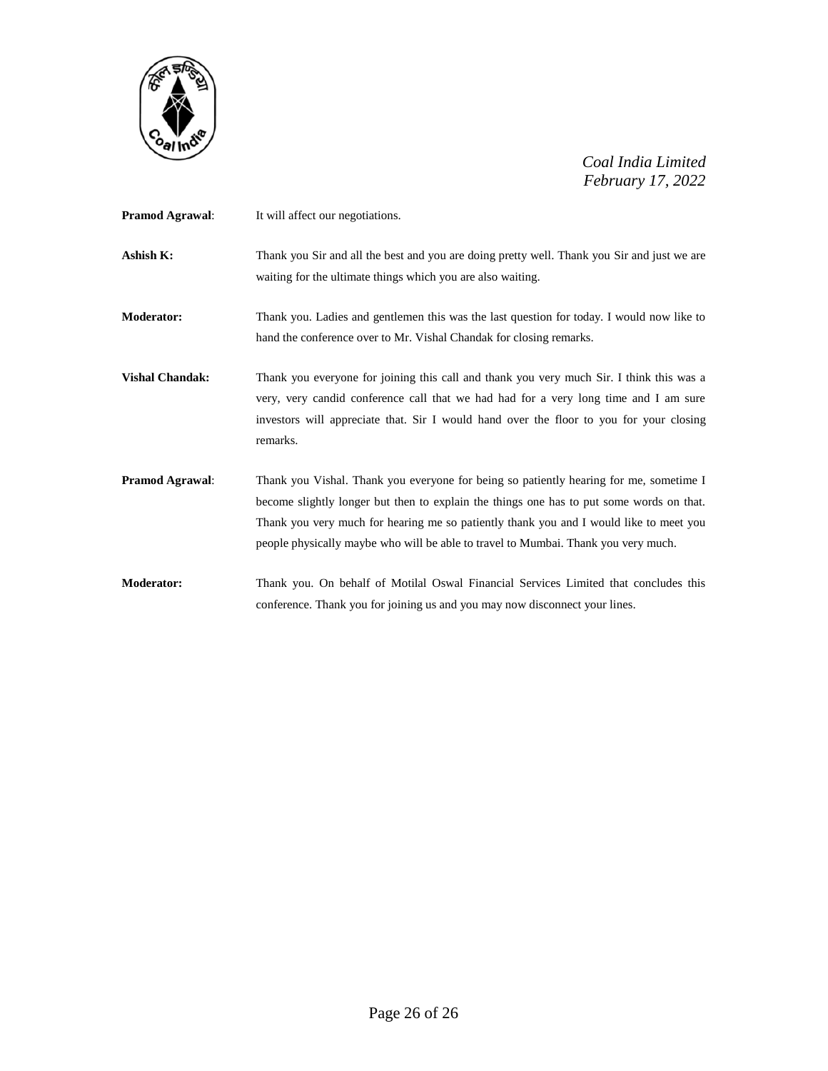**Pramod Agrawal**: It will affect our negotiations.

**Ashish K:** Thank you Sir and all the best and you are doing pretty well. Thank you Sir and just we are waiting for the ultimate things which you are also waiting.

**Moderator:** Thank you. Ladies and gentlemen this was the last question for today. I would now like to hand the conference over to Mr. Vishal Chandak for closing remarks.

**Vishal Chandak:** Thank you everyone for joining this call and thank you very much Sir. I think this was a very, very candid conference call that we had had for a very long time and I am sure investors will appreciate that. Sir I would hand over the floor to you for your closing remarks.

**Pramod Agrawal**: Thank you Vishal. Thank you everyone for being so patiently hearing for me, sometime I become slightly longer but then to explain the things one has to put some words on that. Thank you very much for hearing me so patiently thank you and I would like to meet you people physically maybe who will be able to travel to Mumbai. Thank you very much.

**Moderator:** Thank you. On behalf of Motilal Oswal Financial Services Limited that concludes this conference. Thank you for joining us and you may now disconnect your lines.